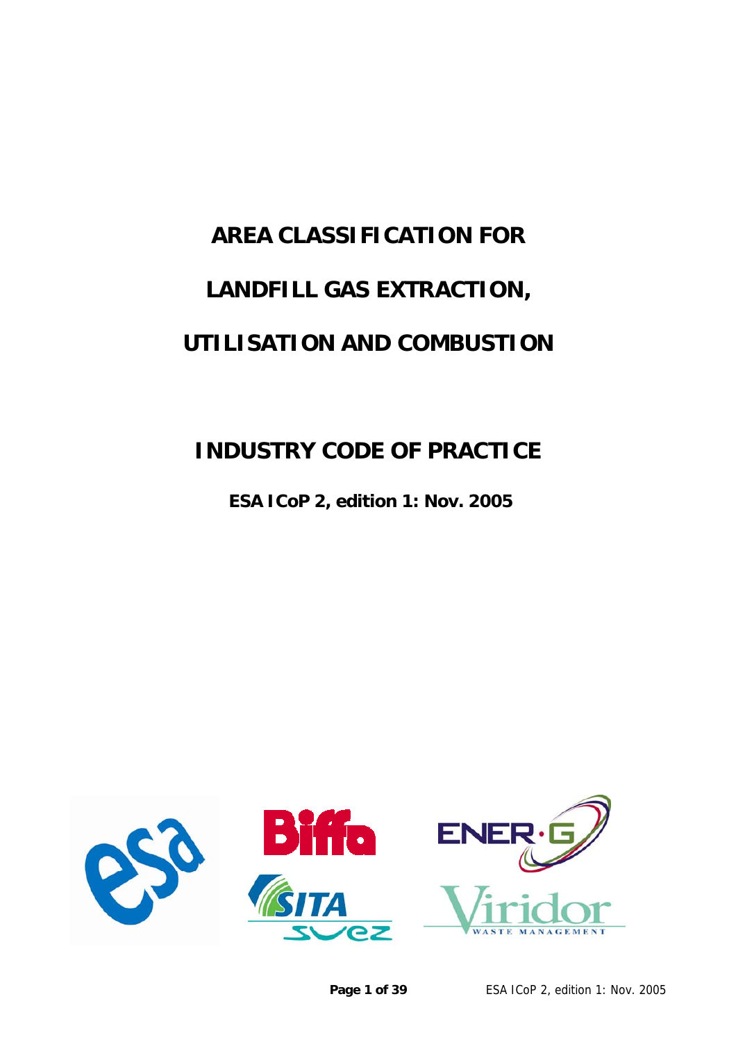# AREA CLASSIFICATION FOR

# LANDFILL GAS EXTRACTION,

# UTILISATION AND COMBUSTION

## INDUSTRY CODE OF PRACTICE

**ESA ICoP 2, edition 1: Nov. 2005**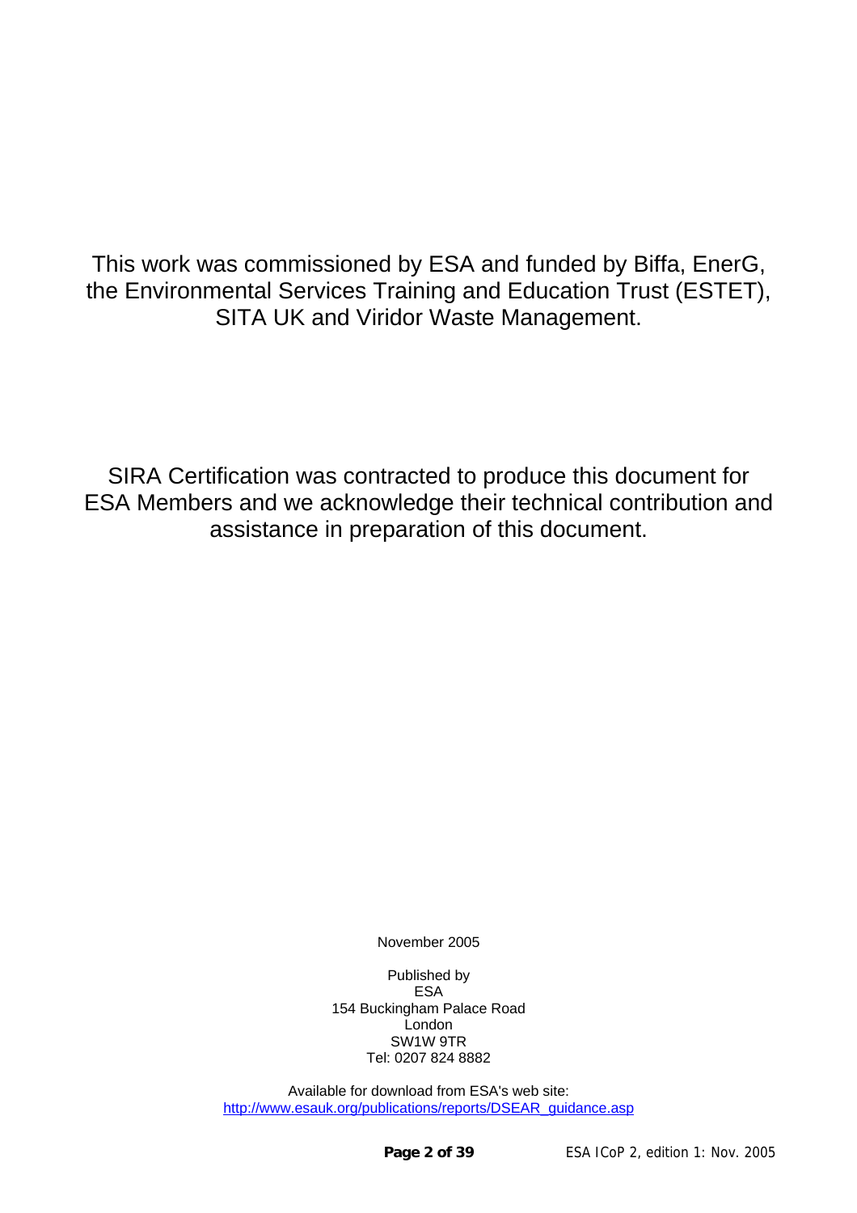This work was commissioned by ESA and funded by Biffa, EnerG, the Environmental Services Training and Education Trust (ESTET), SITA UK and Viridor Waste Management.

SIRA Certification was contracted to produce this document for ESA Members and we acknowledge their technical contribution and assistance in preparation of this document.

November 2005

Published by
ESA
154 Buckingham Palace Road
London
SW1W 9TR
Tel: 0207 824 8882

Available for download from ESA's web site:
http://www.esauk.org/publications/reports/DSEAR_guidance.asp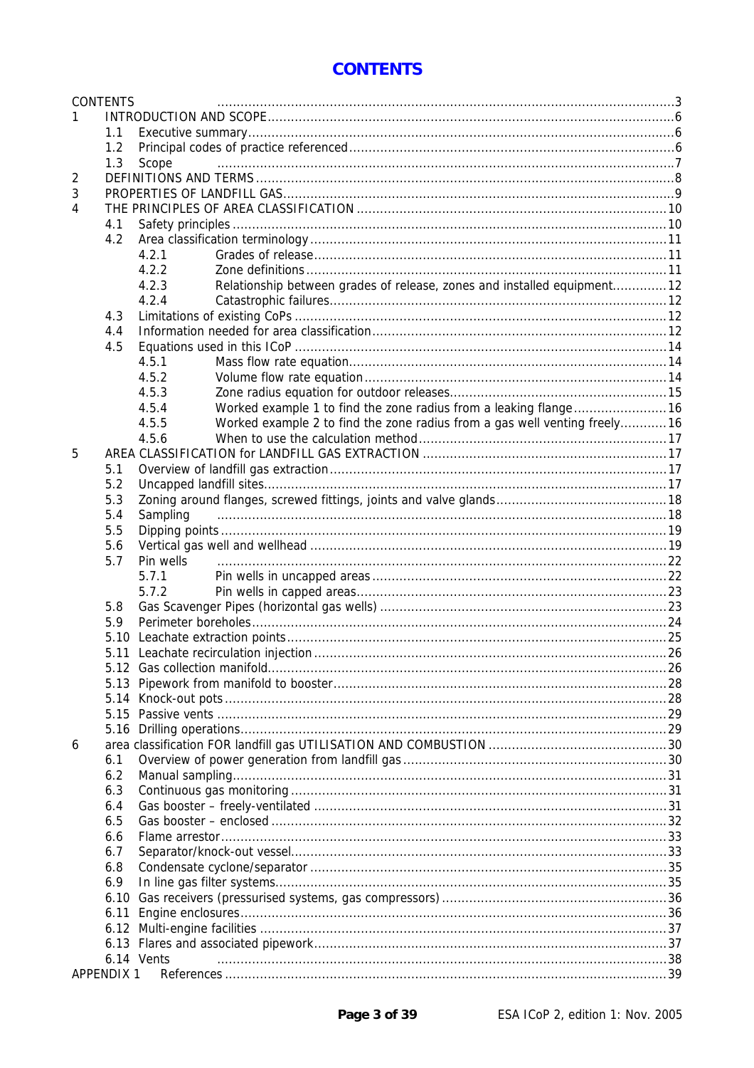# CONTENTS

- CONTENTS ... 3
- 1 INTRODUCTION AND SCOPE ... 6
  - 1.1 Executive summary ... 6
  - 1.2 Principal codes of practice referenced ... 6
  - 1.3 Scope ... 7
- 2 DEFINITIONS AND TERMS ... 8
- 3 PROPERTIES OF LANDFILL GAS ... 9
- 4 THE PRINCIPLES OF AREA CLASSIFICATION ... 10
  - 4.1 Safety principles ... 10
  - 4.2 Area classification terminology ... 11
    - 4.2.1 Grades of release ... 11
    - 4.2.2 Zone definitions ... 11
    - 4.2.3 Relationship between grades of release, zones and installed equipment ... 12
    - 4.2.4 Catastrophic failures ... 12
  - 4.3 Limitations of existing CoPs ... 12
  - 4.4 Information needed for area classification ... 12
  - 4.5 Equations used in this ICoP ... 14
    - 4.5.1 Mass flow rate equation ... 14
    - 4.5.2 Volume flow rate equation ... 14
    - 4.5.3 Zone radius equation for outdoor releases ... 15
    - 4.5.4 Worked example 1 to find the zone radius from a leaking flange ... 16
    - 4.5.5 Worked example 2 to find the zone radius from a gas well venting freely ... 16
    - 4.5.6 When to use the calculation method ... 17
- 5 AREA CLASSIFICATION for LANDFILL GAS EXTRACTION ... 17
  - 5.1 Overview of landfill gas extraction ... 17
  - 5.2 Uncapped landfill sites ... 17
  - 5.3 Zoning around flanges, screwed fittings, joints and valve glands ... 18
  - 5.4 Sampling ... 18
  - 5.5 Dipping points ... 19
  - 5.6 Vertical gas well and wellhead ... 19
  - 5.7 Pin wells ... 22
    - 5.7.1 Pin wells in uncapped areas ... 22
    - 5.7.2 Pin wells in capped areas ... 23
  - 5.8 Gas Scavenger Pipes (horizontal gas wells) ... 23
  - 5.9 Perimeter boreholes ... 24
  - 5.10 Leachate extraction points ... 25
  - 5.11 Leachate recirculation injection ... 26
  - 5.12 Gas collection manifold ... 26
  - 5.13 Pipework from manifold to booster ... 28
  - 5.14 Knock-out pots ... 28
  - 5.15 Passive vents ... 29
  - 5.16 Drilling operations ... 29
- 6 area classification FOR landfill gas UTILISATION AND COMBUSTION ... 30
  - 6.1 Overview of power generation from landfill gas ... 30
  - 6.2 Manual sampling ... 31
  - 6.3 Continuous gas monitoring ... 31
  - 6.4 Gas booster – freely-ventilated ... 31
  - 6.5 Gas booster – enclosed ... 32
  - 6.6 Flame arrestor ... 33
  - 6.7 Separator/knock-out vessel ... 33
  - 6.8 Condensate cyclone/separator ... 35
  - 6.9 In line gas filter systems ... 35
  - 6.10 Gas receivers (pressurised systems, gas compressors) ... 36
  - 6.11 Engine enclosures ... 36
  - 6.12 Multi-engine facilities ... 37
  - 6.13 Flares and associated pipework ... 37
  - 6.14 Vents ... 38
- APPENDIX 1 References ... 39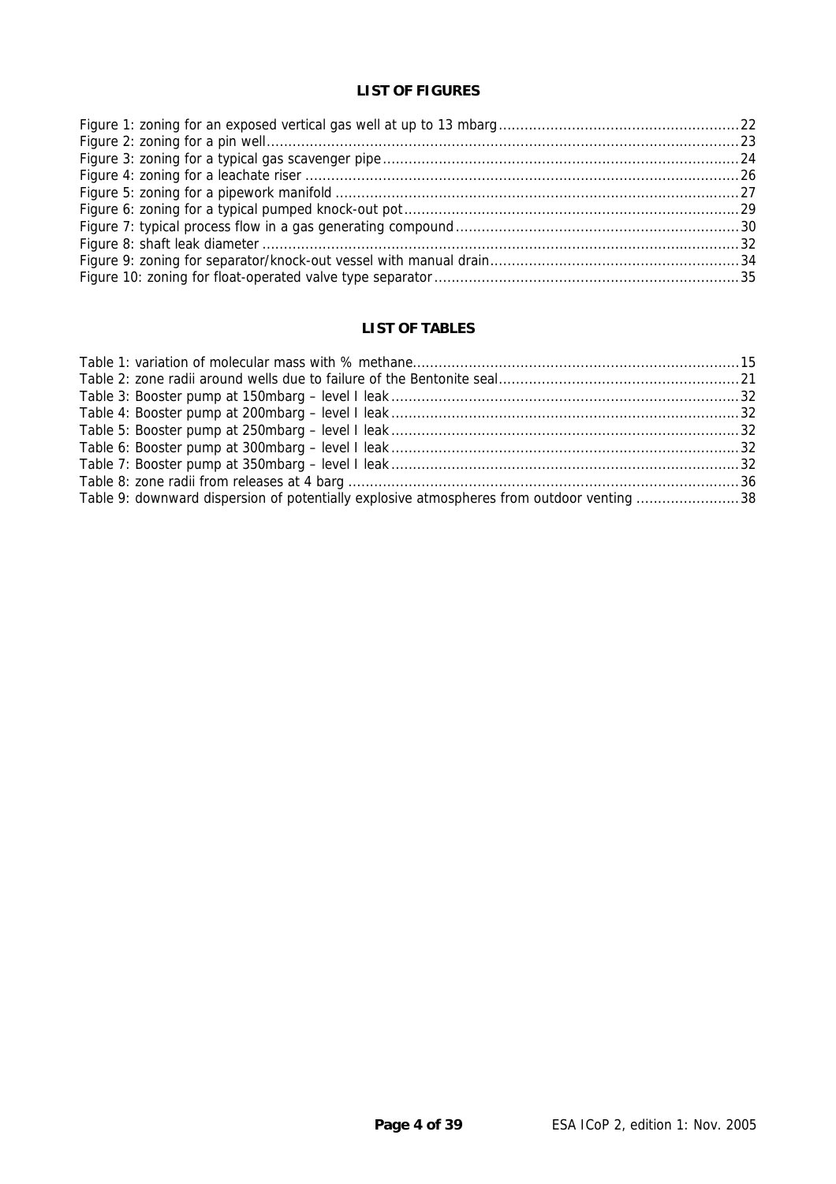## LIST OF FIGURES

Figure 1: zoning for an exposed vertical gas well at up to 13 mbarg........................................................22
Figure 2: zoning for a pin well.............................................................................................................23
Figure 3: zoning for a typical gas scavenger pipe..................................................................................24
Figure 4: zoning for a leachate riser ....................................................................................................26
Figure 5: zoning for a pipework manifold .............................................................................................27
Figure 6: zoning for a typical pumped knock-out pot.............................................................................29
Figure 7: typical process flow in a gas generating compound.................................................................30
Figure 8: shaft leak diameter ..............................................................................................................32
Figure 9: zoning for separator/knock-out vessel with manual drain..........................................................34
Figure 10: zoning for float-operated valve type separator......................................................................35

## LIST OF TABLES

Table 1: variation of molecular mass with % methane...........................................................................15
Table 2: zone radii around wells due to failure of the Bentonite seal........................................................21
Table 3: Booster pump at 150mbarg – level I leak................................................................................32
Table 4: Booster pump at 200mbarg – level I leak................................................................................32
Table 5: Booster pump at 250mbarg – level I leak................................................................................32
Table 6: Booster pump at 300mbarg – level I leak................................................................................32
Table 7: Booster pump at 350mbarg – level I leak................................................................................32
Table 8: zone radii from releases at 4 barg ..........................................................................................36
Table 9: downward dispersion of potentially explosive atmospheres from outdoor venting ........................38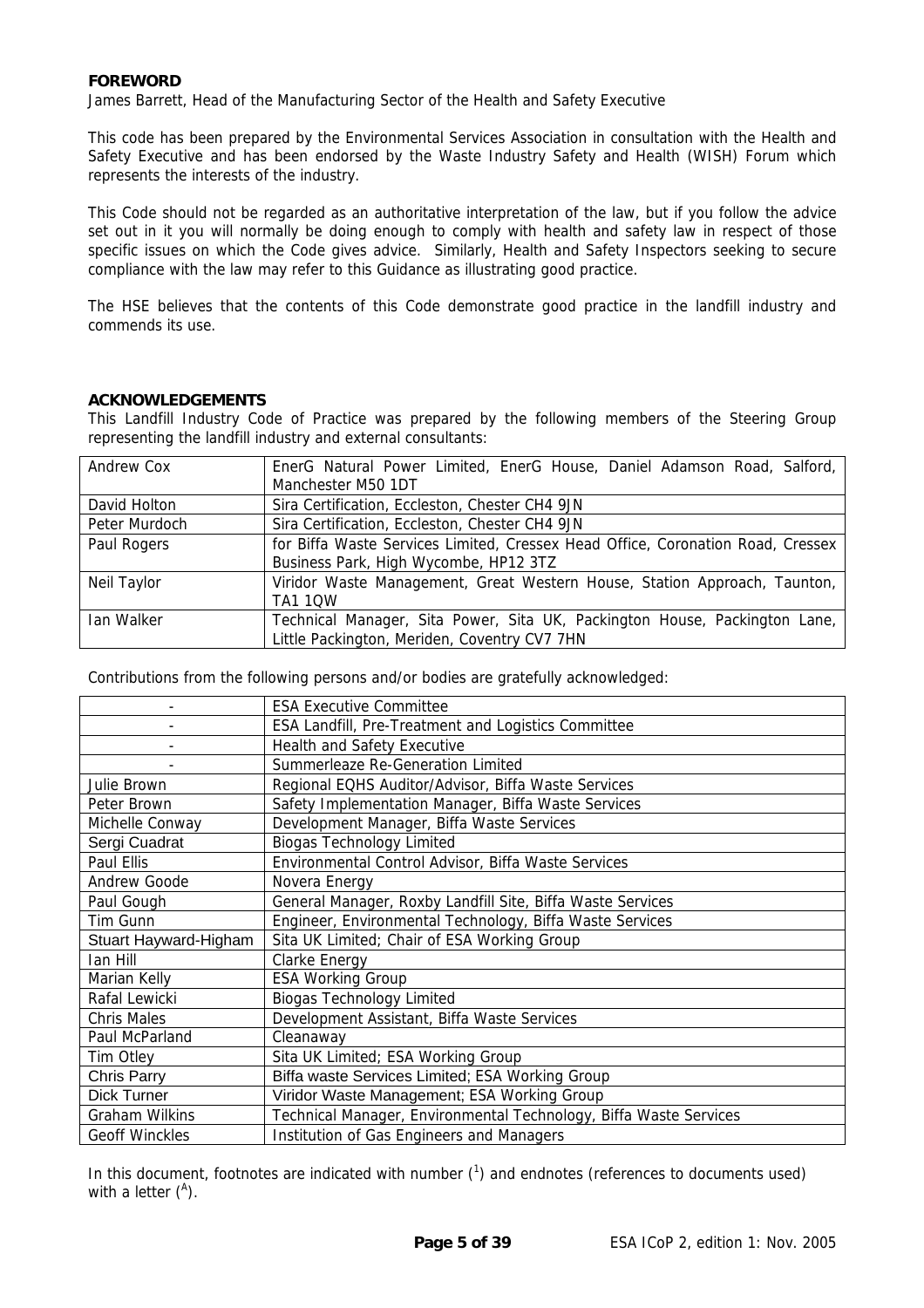**FOREWORD**

James Barrett, Head of the Manufacturing Sector of the Health and Safety Executive

This code has been prepared by the Environmental Services Association in consultation with the Health and Safety Executive and has been endorsed by the Waste Industry Safety and Health (WISH) Forum which represents the interests of the industry.

This Code should not be regarded as an authoritative interpretation of the law, but if you follow the advice set out in it you will normally be doing enough to comply with health and safety law in respect of those specific issues on which the Code gives advice. Similarly, Health and Safety Inspectors seeking to secure compliance with the law may refer to this Guidance as illustrating good practice.

The HSE believes that the contents of this Code demonstrate good practice in the landfill industry and commends its use.

**ACKNOWLEDGEMENTS**

This Landfill Industry Code of Practice was prepared by the following members of the Steering Group representing the landfill industry and external consultants:

| | |
|---|---|
| Andrew Cox | EnerG Natural Power Limited, EnerG House, Daniel Adamson Road, Salford, Manchester M50 1DT |
| David Holton | Sira Certification, Eccleston, Chester CH4 9JN |
| Peter Murdoch | Sira Certification, Eccleston, Chester CH4 9JN |
| Paul Rogers | for Biffa Waste Services Limited, Cressex Head Office, Coronation Road, Cressex Business Park, High Wycombe, HP12 3TZ |
| Neil Taylor | Viridor Waste Management, Great Western House, Station Approach, Taunton, TA1 1QW |
| Ian Walker | Technical Manager, Sita Power, Sita UK, Packington House, Packington Lane, Little Packington, Meriden, Coventry CV7 7HN |

Contributions from the following persons and/or bodies are gratefully acknowledged:

| | |
|---|---|
| - | ESA Executive Committee |
| - | ESA Landfill, Pre-Treatment and Logistics Committee |
| - | Health and Safety Executive |
| - | Summerleaze Re-Generation Limited |
| Julie Brown | Regional EQHS Auditor/Advisor, Biffa Waste Services |
| Peter Brown | Safety Implementation Manager, Biffa Waste Services |
| Michelle Conway | Development Manager, Biffa Waste Services |
| Sergi Cuadrat | Biogas Technology Limited |
| Paul Ellis | Environmental Control Advisor, Biffa Waste Services |
| Andrew Goode | Novera Energy |
| Paul Gough | General Manager, Roxby Landfill Site, Biffa Waste Services |
| Tim Gunn | Engineer, Environmental Technology, Biffa Waste Services |
| Stuart Hayward-Higham | Sita UK Limited; Chair of ESA Working Group |
| Ian Hill | Clarke Energy |
| Marian Kelly | ESA Working Group |
| Rafal Lewicki | Biogas Technology Limited |
| Chris Males | Development Assistant, Biffa Waste Services |
| Paul McParland | Cleanaway |
| Tim Otley | Sita UK Limited; ESA Working Group |
| Chris Parry | Biffa waste Services Limited; ESA Working Group |
| Dick Turner | Viridor Waste Management; ESA Working Group |
| Graham Wilkins | Technical Manager, Environmental Technology, Biffa Waste Services |
| Geoff Winckles | Institution of Gas Engineers and Managers |

In this document, footnotes are indicated with number ([1]) and endnotes (references to documents used) with a letter ([A]).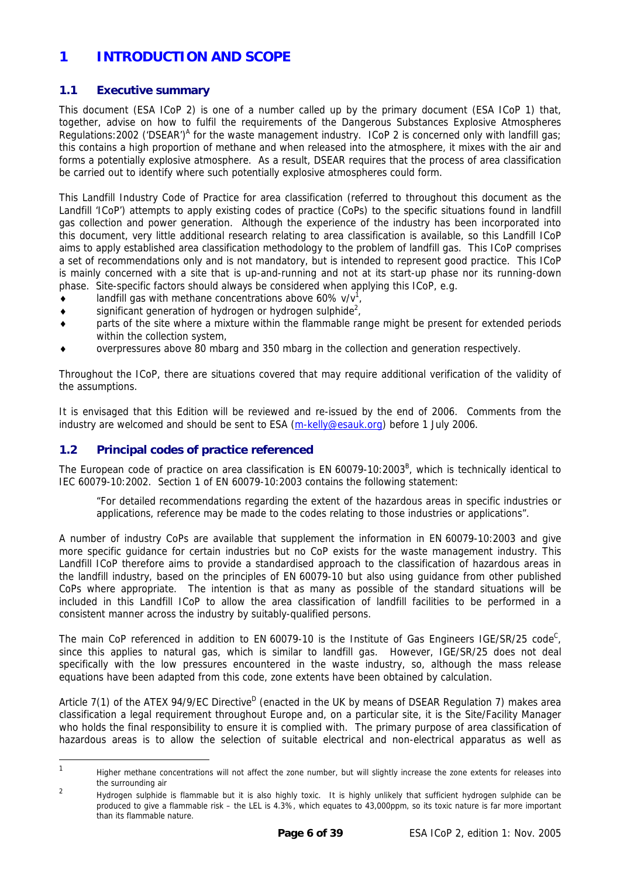# 1 INTRODUCTION AND SCOPE

## 1.1 Executive summary

This document (ESA ICoP 2) is one of a number called up by the primary document (ESA ICoP 1) that, together, advise on how to fulfil the requirements of the Dangerous Substances Explosive Atmospheres Regulations:2002 ('DSEAR')[A] for the waste management industry. ICoP 2 is concerned only with landfill gas; this contains a high proportion of methane and when released into the atmosphere, it mixes with the air and forms a potentially explosive atmosphere. As a result, DSEAR requires that the process of area classification be carried out to identify where such potentially explosive atmospheres could form.

This Landfill Industry Code of Practice for area classification (referred to throughout this document as the Landfill 'ICoP') attempts to apply existing codes of practice (CoPs) to the specific situations found in landfill gas collection and power generation. Although the experience of the industry has been incorporated into this document, very little additional research relating to area classification is available, so this Landfill ICoP aims to apply established area classification methodology to the problem of landfill gas. This ICoP comprises a set of recommendations only and is not mandatory, but is intended to represent good practice. This ICoP is mainly concerned with a site that is up-and-running and not at its start-up phase nor its running-down phase. Site-specific factors should always be considered when applying this ICoP, e.g.

- landfill gas with methane concentrations above 60% v/v[1],
- significant generation of hydrogen or hydrogen sulphide[2],
- parts of the site where a mixture within the flammable range might be present for extended periods within the collection system,
- overpressures above 80 mbarg and 350 mbarg in the collection and generation respectively.

Throughout the ICoP, there are situations covered that may require additional verification of the validity of the assumptions.

It is envisaged that this Edition will be reviewed and re-issued by the end of 2006. Comments from the industry are welcomed and should be sent to ESA (m-kelly@esauk.org) before 1 July 2006.

## 1.2 Principal codes of practice referenced

The European code of practice on area classification is EN 60079-10:2003[B], which is technically identical to IEC 60079-10:2002. Section 1 of EN 60079-10:2003 contains the following statement:

> "For detailed recommendations regarding the extent of the hazardous areas in specific industries or applications, reference may be made to the codes relating to those industries or applications".

A number of industry CoPs are available that supplement the information in EN 60079-10:2003 and give more specific guidance for certain industries but no CoP exists for the waste management industry. This Landfill ICoP therefore aims to provide a standardised approach to the classification of hazardous areas in the landfill industry, based on the principles of EN 60079-10 but also using guidance from other published CoPs where appropriate. The intention is that as many as possible of the standard situations will be included in this Landfill ICoP to allow the area classification of landfill facilities to be performed in a consistent manner across the industry by suitably-qualified persons.

The main CoP referenced in addition to EN 60079-10 is the Institute of Gas Engineers IGE/SR/25 code[C], since this applies to natural gas, which is similar to landfill gas. However, IGE/SR/25 does not deal specifically with the low pressures encountered in the waste industry, so, although the mass release equations have been adapted from this code, zone extents have been obtained by calculation.

Article 7(1) of the ATEX 94/9/EC Directive[D] (enacted in the UK by means of DSEAR Regulation 7) makes area classification a legal requirement throughout Europe and, on a particular site, it is the Site/Facility Manager who holds the final responsibility to ensure it is complied with. The primary purpose of area classification of hazardous areas is to allow the selection of suitable electrical and non-electrical apparatus as well as

---

[1] Higher methane concentrations will not affect the zone number, but will slightly increase the zone extents for releases into the surrounding air

[2] Hydrogen sulphide is flammable but it is also highly toxic. It is highly unlikely that sufficient hydrogen sulphide can be produced to give a flammable risk – the LEL is 4.3%, which equates to 43,000ppm, so its toxic nature is far more important than its flammable nature.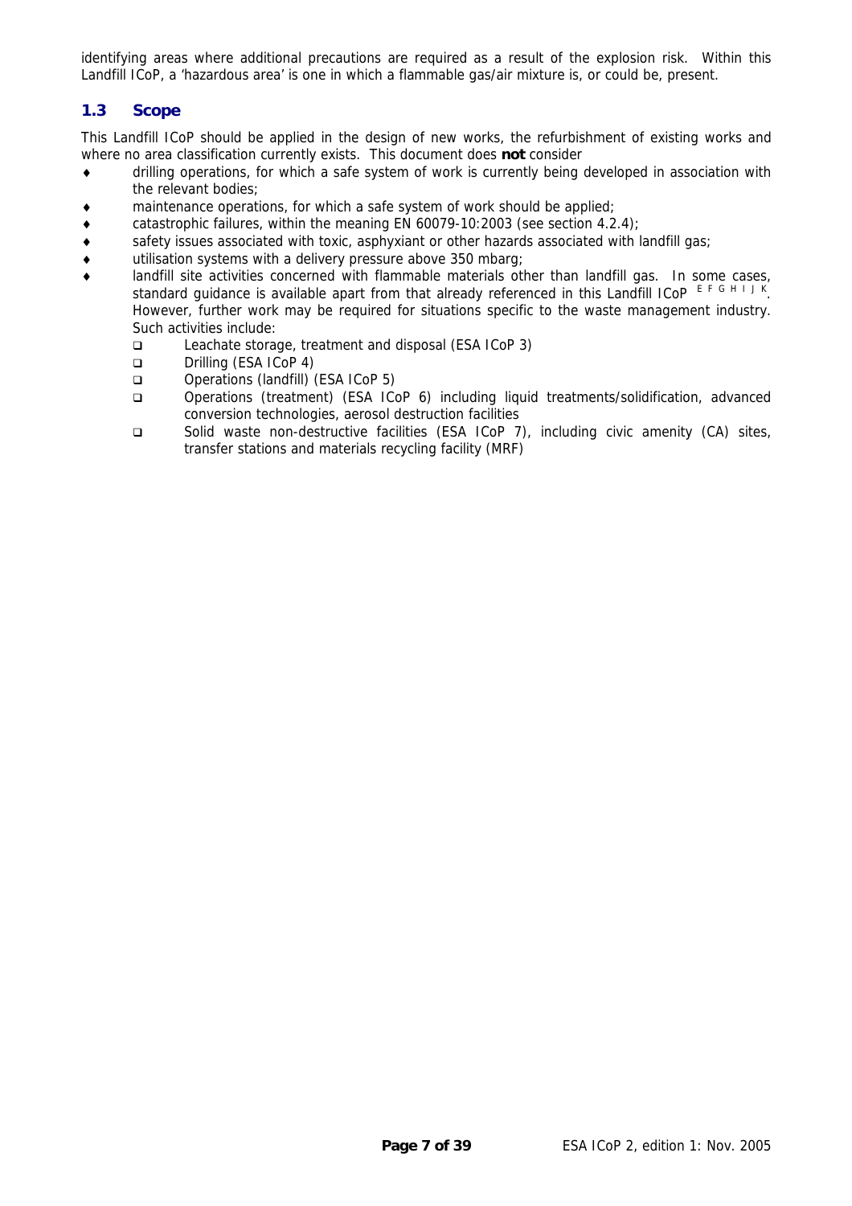identifying areas where additional precautions are required as a result of the explosion risk. Within this Landfill ICoP, a 'hazardous area' is one in which a flammable gas/air mixture is, or could be, present.

## 1.3 Scope

This Landfill ICoP should be applied in the design of new works, the refurbishment of existing works and where no area classification currently exists. This document does **not** consider

- drilling operations, for which a safe system of work is currently being developed in association with the relevant bodies;
- maintenance operations, for which a safe system of work should be applied;
- catastrophic failures, within the meaning EN 60079-10:2003 (see section 4.2.4);
- safety issues associated with toxic, asphyxiant or other hazards associated with landfill gas;
- utilisation systems with a delivery pressure above 350 mbarg;
- landfill site activities concerned with flammable materials other than landfill gas. In some cases, standard guidance is available apart from that already referenced in this Landfill ICoP [E F G H I J K]. However, further work may be required for situations specific to the waste management industry. Such activities include:
  - Leachate storage, treatment and disposal (ESA ICoP 3)
  - Drilling (ESA ICoP 4)
  - Operations (landfill) (ESA ICoP 5)
  - Operations (treatment) (ESA ICoP 6) including liquid treatments/solidification, advanced conversion technologies, aerosol destruction facilities
  - Solid waste non-destructive facilities (ESA ICoP 7), including civic amenity (CA) sites, transfer stations and materials recycling facility (MRF)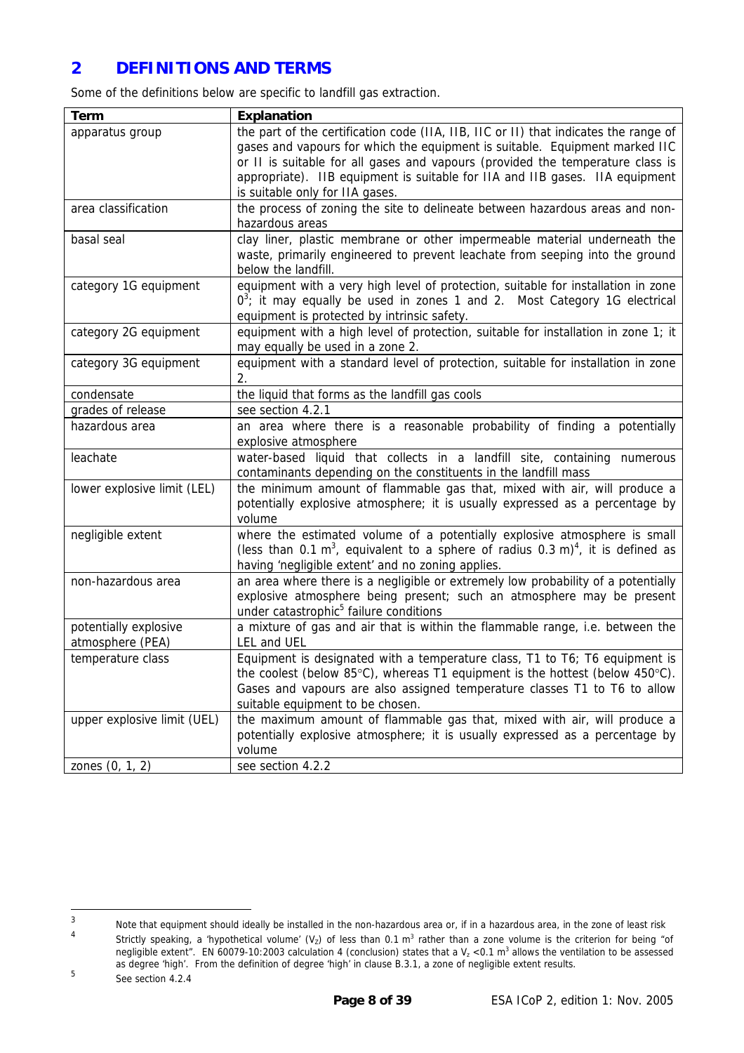## 2 DEFINITIONS AND TERMS

Some of the definitions below are specific to landfill gas extraction.

| Term | Explanation |
|---|---|
| apparatus group | the part of the certification code (IIA, IIB, IIC or II) that indicates the range of gases and vapours for which the equipment is suitable. Equipment marked IIC or II is suitable for all gases and vapours (provided the temperature class is appropriate). IIB equipment is suitable for IIA and IIB gases. IIA equipment is suitable only for IIA gases. |
| area classification | the process of zoning the site to delineate between hazardous areas and non-hazardous areas |
| basal seal | clay liner, plastic membrane or other impermeable material underneath the waste, primarily engineered to prevent leachate from seeping into the ground below the landfill. |
| category 1G equipment | equipment with a very high level of protection, suitable for installation in zone 0[3]; it may equally be used in zones 1 and 2. Most Category 1G electrical equipment is protected by intrinsic safety. |
| category 2G equipment | equipment with a high level of protection, suitable for installation in zone 1; it may equally be used in a zone 2. |
| category 3G equipment | equipment with a standard level of protection, suitable for installation in zone 2. |
| condensate | the liquid that forms as the landfill gas cools |
| grades of release | see section 4.2.1 |
| hazardous area | an area where there is a reasonable probability of finding a potentially explosive atmosphere |
| leachate | water-based liquid that collects in a landfill site, containing numerous contaminants depending on the constituents in the landfill mass |
| lower explosive limit (LEL) | the minimum amount of flammable gas that, mixed with air, will produce a potentially explosive atmosphere; it is usually expressed as a percentage by volume |
| negligible extent | where the estimated volume of a potentially explosive atmosphere is small (less than 0.1 $m^3$, equivalent to a sphere of radius 0.3 m)[4], it is defined as having 'negligible extent' and no zoning applies. |
| non-hazardous area | an area where there is a negligible or extremely low probability of a potentially explosive atmosphere being present; such an atmosphere may be present under catastrophic[5] failure conditions |
| potentially explosive atmosphere (PEA) | a mixture of gas and air that is within the flammable range, i.e. between the LEL and UEL |
| temperature class | Equipment is designated with a temperature class, T1 to T6; T6 equipment is the coolest (below 85°C), whereas T1 equipment is the hottest (below 450°C). Gases and vapours are also assigned temperature classes T1 to T6 to allow suitable equipment to be chosen. |
| upper explosive limit (UEL) | the maximum amount of flammable gas that, mixed with air, will produce a potentially explosive atmosphere; it is usually expressed as a percentage by volume |
| zones (0, 1, 2) | see section 4.2.2 |

---

[3] Note that equipment should ideally be installed in the non-hazardous area or, if in a hazardous area, in the zone of least risk

[4] Strictly speaking, a 'hypothetical volume' ($V_Z$) of less than 0.1 $m^3$ rather than a zone volume is the criterion for being "of negligible extent". EN 60079-10:2003 calculation 4 (conclusion) states that a $V_z$ <0.1 $m^3$ allows the ventilation to be assessed as degree 'high'. From the definition of degree 'high' in clause B.3.1, a zone of negligible extent results.

[5] See section 4.2.4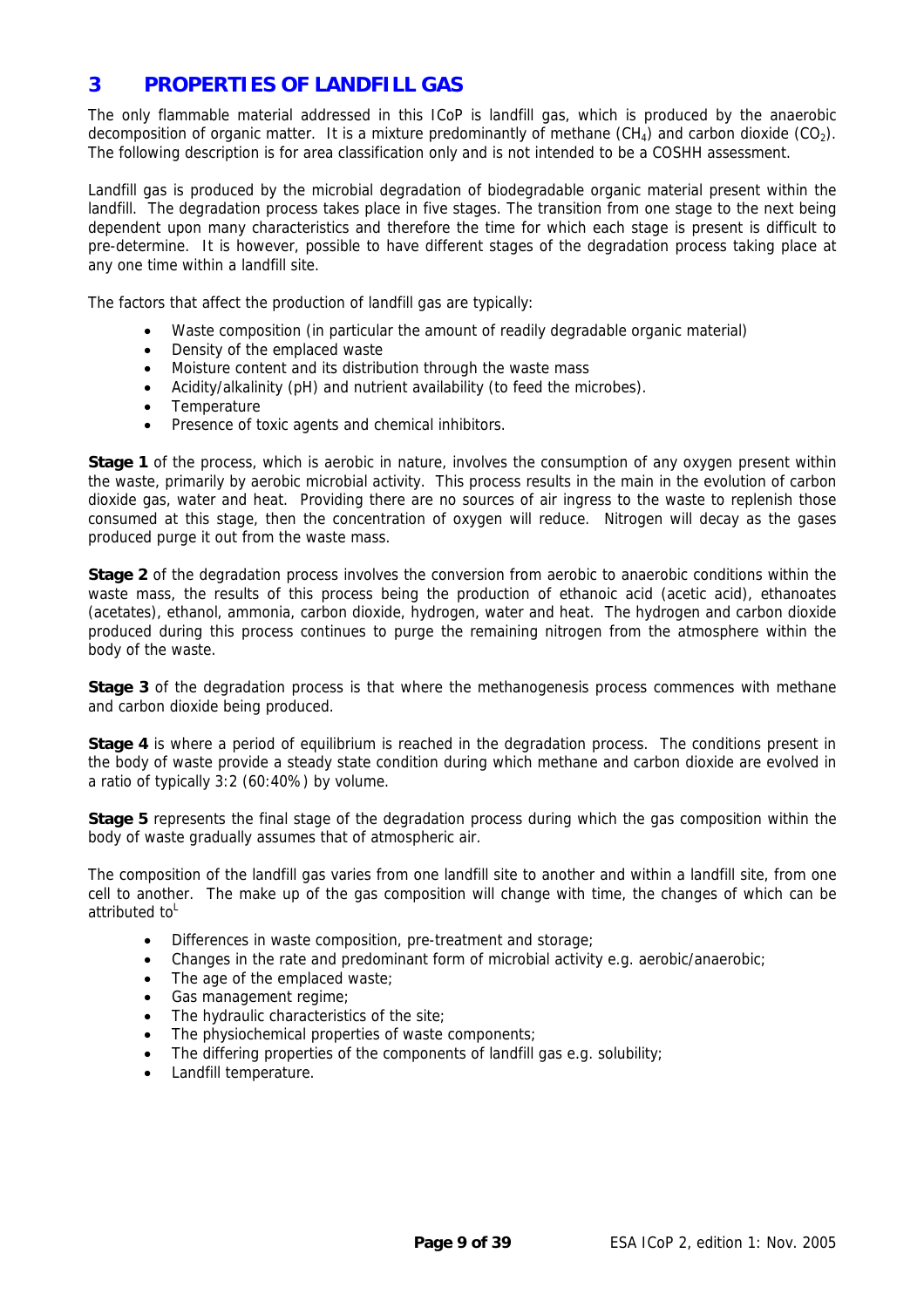# 3 PROPERTIES OF LANDFILL GAS

The only flammable material addressed in this ICoP is landfill gas, which is produced by the anaerobic decomposition of organic matter. It is a mixture predominantly of methane ($CH_4$) and carbon dioxide ($CO_2$). The following description is for area classification only and is not intended to be a COSHH assessment.

Landfill gas is produced by the microbial degradation of biodegradable organic material present within the landfill. The degradation process takes place in five stages. The transition from one stage to the next being dependent upon many characteristics and therefore the time for which each stage is present is difficult to pre-determine. It is however, possible to have different stages of the degradation process taking place at any one time within a landfill site.

The factors that affect the production of landfill gas are typically:

- Waste composition (in particular the amount of readily degradable organic material)
- Density of the emplaced waste
- Moisture content and its distribution through the waste mass
- Acidity/alkalinity (pH) and nutrient availability (to feed the microbes).
- Temperature
- Presence of toxic agents and chemical inhibitors.

**Stage 1** of the process, which is aerobic in nature, involves the consumption of any oxygen present within the waste, primarily by aerobic microbial activity. This process results in the main in the evolution of carbon dioxide gas, water and heat. Providing there are no sources of air ingress to the waste to replenish those consumed at this stage, then the concentration of oxygen will reduce. Nitrogen will decay as the gases produced purge it out from the waste mass.

**Stage 2** of the degradation process involves the conversion from aerobic to anaerobic conditions within the waste mass, the results of this process being the production of ethanoic acid (acetic acid), ethanoates (acetates), ethanol, ammonia, carbon dioxide, hydrogen, water and heat. The hydrogen and carbon dioxide produced during this process continues to purge the remaining nitrogen from the atmosphere within the body of the waste.

**Stage 3** of the degradation process is that where the methanogenesis process commences with methane and carbon dioxide being produced.

**Stage 4** is where a period of equilibrium is reached in the degradation process. The conditions present in the body of waste provide a steady state condition during which methane and carbon dioxide are evolved in a ratio of typically 3:2 (60:40%) by volume.

**Stage 5** represents the final stage of the degradation process during which the gas composition within the body of waste gradually assumes that of atmospheric air.

The composition of the landfill gas varies from one landfill site to another and within a landfill site, from one cell to another. The make up of the gas composition will change with time, the changes of which can be attributed to[L]

- Differences in waste composition, pre-treatment and storage;
- Changes in the rate and predominant form of microbial activity e.g. aerobic/anaerobic;
- The age of the emplaced waste;
- Gas management regime;
- The hydraulic characteristics of the site;
- The physiochemical properties of waste components;
- The differing properties of the components of landfill gas e.g. solubility;
- Landfill temperature.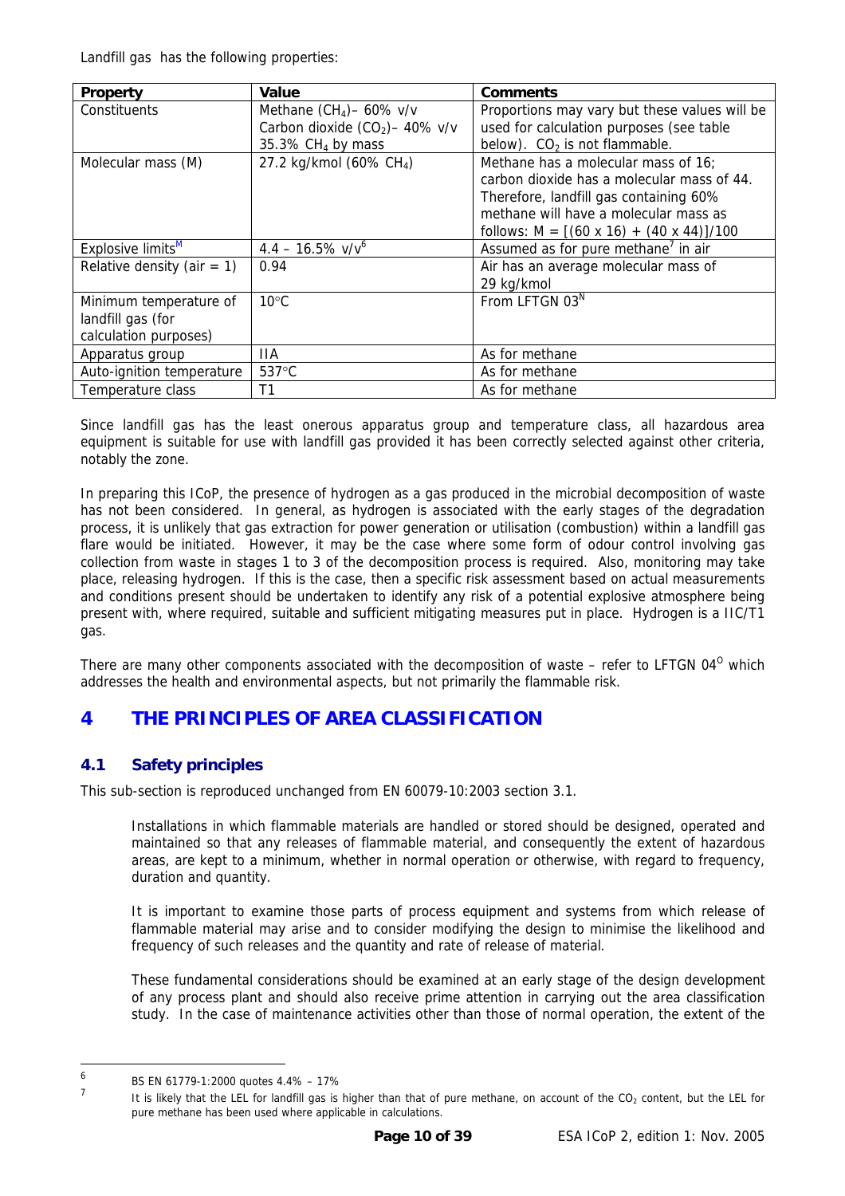Landfill gas has the following properties:

| Property | Value | Comments |
|---|---|---|
| Constituents | Methane ($CH_4$)– 60% v/v<br>Carbon dioxide ($CO_2$)– 40% v/v<br>35.3% $CH_4$ by mass | Proportions may vary but these values will be used for calculation purposes (see table below). $CO_2$ is not flammable. |
| Molecular mass (M) | 27.2 kg/kmol (60% $CH_4$) | Methane has a molecular mass of 16; carbon dioxide has a molecular mass of 44. Therefore, landfill gas containing 60% methane will have a molecular mass as follows: $M = [(60 \times 16) + (40 \times 44)]/100$ |
| Explosive limits[M] | 4.4 – 16.5% v/v[6] | Assumed as for pure methane[7] in air |
| Relative density (air = 1) | 0.94 | Air has an average molecular mass of 29 kg/kmol |
| Minimum temperature of landfill gas (for calculation purposes) | 10°C | From LFTGN 03[N] |
| Apparatus group | IIA | As for methane |
| Auto-ignition temperature | 537°C | As for methane |
| Temperature class | T1 | As for methane |

Since landfill gas has the least onerous apparatus group and temperature class, all hazardous area equipment is suitable for use with landfill gas provided it has been correctly selected against other criteria, notably the zone.

In preparing this ICoP, the presence of hydrogen as a gas produced in the microbial decomposition of waste has not been considered. In general, as hydrogen is associated with the early stages of the degradation process, it is unlikely that gas extraction for power generation or utilisation (combustion) within a landfill gas flare would be initiated. However, it may be the case where some form of odour control involving gas collection from waste in stages 1 to 3 of the decomposition process is required. Also, monitoring may take place, releasing hydrogen. If this is the case, then a specific risk assessment based on actual measurements and conditions present should be undertaken to identify any risk of a potential explosive atmosphere being present with, where required, suitable and sufficient mitigating measures put in place. Hydrogen is a IIC/T1 gas.

There are many other components associated with the decomposition of waste – refer to LFTGN 04[O] which addresses the health and environmental aspects, but not primarily the flammable risk.

# 4 THE PRINCIPLES OF AREA CLASSIFICATION

## 4.1 Safety principles

This sub-section is reproduced unchanged from EN 60079-10:2003 section 3.1.

> Installations in which flammable materials are handled or stored should be designed, operated and maintained so that any releases of flammable material, and consequently the extent of hazardous areas, are kept to a minimum, whether in normal operation or otherwise, with regard to frequency, duration and quantity.
>
> It is important to examine those parts of process equipment and systems from which release of flammable material may arise and to consider modifying the design to minimise the likelihood and frequency of such releases and the quantity and rate of release of material.
>
> These fundamental considerations should be examined at an early stage of the design development of any process plant and should also receive prime attention in carrying out the area classification study. In the case of maintenance activities other than those of normal operation, the extent of the

---

[6] BS EN 61779-1:2000 quotes 4.4% – 17%

[7] It is likely that the LEL for landfill gas is higher than that of pure methane, on account of the $CO_2$ content, but the LEL for pure methane has been used where applicable in calculations.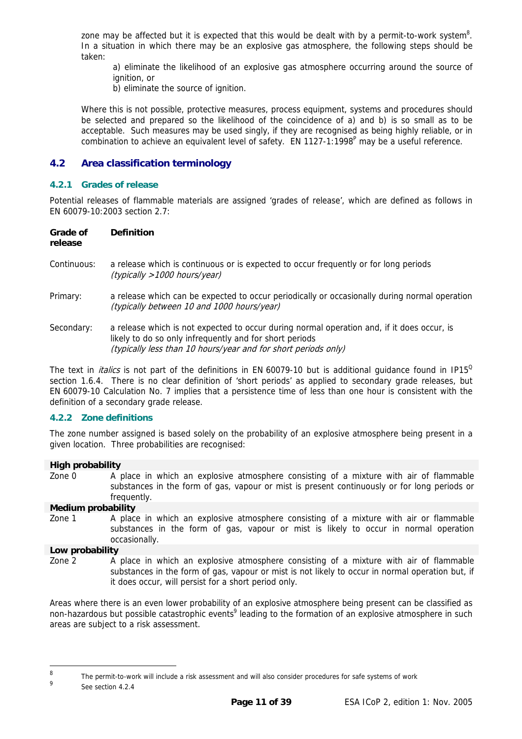zone may be affected but it is expected that this would be dealt with by a permit-to-work system[8]. In a situation in which there may be an explosive gas atmosphere, the following steps should be taken:

a) eliminate the likelihood of an explosive gas atmosphere occurring around the source of ignition, or
b) eliminate the source of ignition.

Where this is not possible, protective measures, process equipment, systems and procedures should be selected and prepared so the likelihood of the coincidence of a) and b) is so small as to be acceptable. Such measures may be used singly, if they are recognised as being highly reliable, or in combination to achieve an equivalent level of safety. EN 1127-1:1998[P] may be a useful reference.

## 4.2 Area classification terminology

### 4.2.1 Grades of release

Potential releases of flammable materials are assigned 'grades of release', which are defined as follows in EN 60079-10:2003 section 2.7:

| Grade of release | Definition |
|---|---|
| Continuous: | a release which is continuous or is expected to occur frequently or for long periods *(typically >1000 hours/year)* |
| Primary: | a release which can be expected to occur periodically or occasionally during normal operation *(typically between 10 and 1000 hours/year)* |
| Secondary: | a release which is not expected to occur during normal operation and, if it does occur, is likely to do so only infrequently and for short periods *(typically less than 10 hours/year and for short periods only)* |

The text in *italics* is not part of the definitions in EN 60079-10 but is additional guidance found in IP15[Q] section 1.6.4. There is no clear definition of 'short periods' as applied to secondary grade releases, but EN 60079-10 Calculation No. 7 implies that a persistence time of less than one hour is consistent with the definition of a secondary grade release.

### 4.2.2 Zone definitions

The zone number assigned is based solely on the probability of an explosive atmosphere being present in a given location. Three probabilities are recognised:

**High probability**

Zone 0 — A place in which an explosive atmosphere consisting of a mixture with air of flammable substances in the form of gas, vapour or mist is present continuously or for long periods or frequently.

**Medium probability**

Zone 1 — A place in which an explosive atmosphere consisting of a mixture with air or flammable substances in the form of gas, vapour or mist is likely to occur in normal operation occasionally.

**Low probability**

Zone 2 — A place in which an explosive atmosphere consisting of a mixture with air of flammable substances in the form of gas, vapour or mist is not likely to occur in normal operation but, if it does occur, will persist for a short period only.

Areas where there is an even lower probability of an explosive atmosphere being present can be classified as non-hazardous but possible catastrophic events[9] leading to the formation of an explosive atmosphere in such areas are subject to a risk assessment.

---

[8] The permit-to-work will include a risk assessment and will also consider procedures for safe systems of work

[9] See section 4.2.4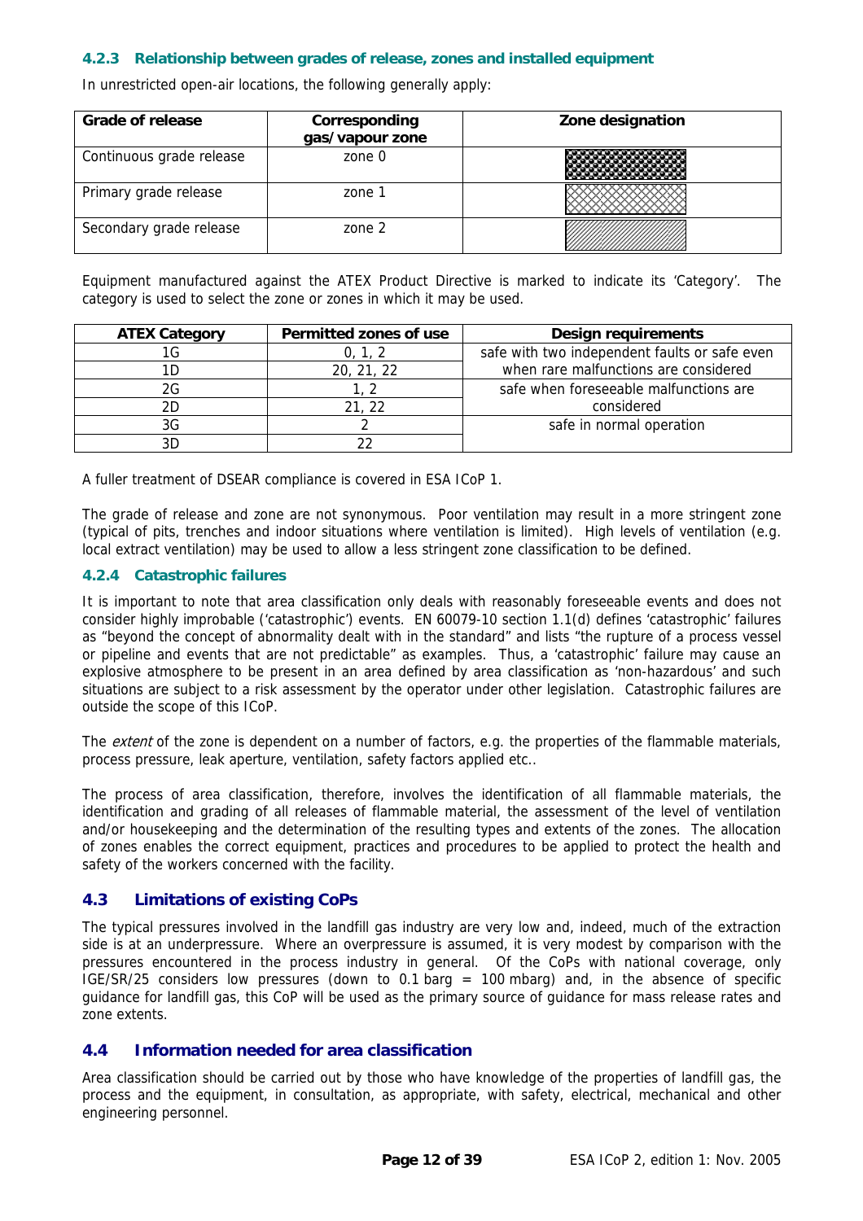### 4.2.3 Relationship between grades of release, zones and installed equipment

In unrestricted open-air locations, the following generally apply:

| Grade of release | Corresponding gas/vapour zone | Zone designation |
|---|---|---|
| Continuous grade release | zone 0 | |
| Primary grade release | zone 1 | |
| Secondary grade release | zone 2 | |

Equipment manufactured against the ATEX Product Directive is marked to indicate its 'Category'. The category is used to select the zone or zones in which it may be used.

| ATEX Category | Permitted zones of use | Design requirements |
|---|---|---|
| 1G | 0, 1, 2 | safe with two independent faults or safe even when rare malfunctions are considered |
| 1D | 20, 21, 22 | |
| 2G | 1, 2 | safe when foreseeable malfunctions are considered |
| 2D | 21, 22 | |
| 3G | 2 | safe in normal operation |
| 3D | 22 | |

A fuller treatment of DSEAR compliance is covered in ESA ICoP 1.

The grade of release and zone are not synonymous. Poor ventilation may result in a more stringent zone (typical of pits, trenches and indoor situations where ventilation is limited). High levels of ventilation (e.g. local extract ventilation) may be used to allow a less stringent zone classification to be defined.

### 4.2.4 Catastrophic failures

It is important to note that area classification only deals with reasonably foreseeable events and does not consider highly improbable ('catastrophic') events. EN 60079-10 section 1.1(d) defines 'catastrophic' failures as "beyond the concept of abnormality dealt with in the standard" and lists "the rupture of a process vessel or pipeline and events that are not predictable" as examples. Thus, a 'catastrophic' failure may cause an explosive atmosphere to be present in an area defined by area classification as 'non-hazardous' and such situations are subject to a risk assessment by the operator under other legislation. Catastrophic failures are outside the scope of this ICoP.

The *extent* of the zone is dependent on a number of factors, e.g. the properties of the flammable materials, process pressure, leak aperture, ventilation, safety factors applied etc..

The process of area classification, therefore, involves the identification of all flammable materials, the identification and grading of all releases of flammable material, the assessment of the level of ventilation and/or housekeeping and the determination of the resulting types and extents of the zones. The allocation of zones enables the correct equipment, practices and procedures to be applied to protect the health and safety of the workers concerned with the facility.

## 4.3 Limitations of existing CoPs

The typical pressures involved in the landfill gas industry are very low and, indeed, much of the extraction side is at an underpressure. Where an overpressure is assumed, it is very modest by comparison with the pressures encountered in the process industry in general. Of the CoPs with national coverage, only IGE/SR/25 considers low pressures (down to 0.1 barg = 100 mbarg) and, in the absence of specific guidance for landfill gas, this CoP will be used as the primary source of guidance for mass release rates and zone extents.

## 4.4 Information needed for area classification

Area classification should be carried out by those who have knowledge of the properties of landfill gas, the process and the equipment, in consultation, as appropriate, with safety, electrical, mechanical and other engineering personnel.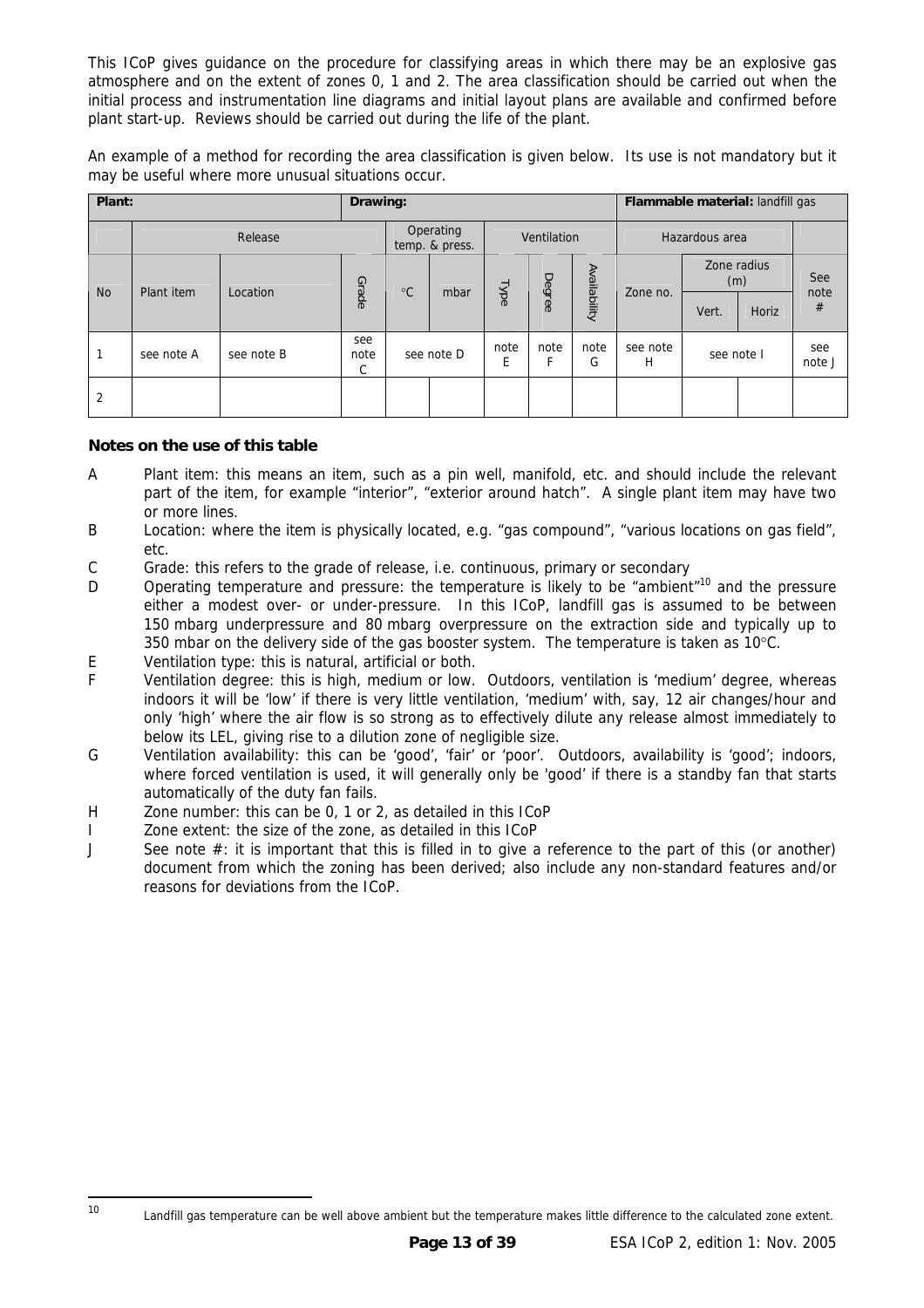This ICoP gives guidance on the procedure for classifying areas in which there may be an explosive gas atmosphere and on the extent of zones 0, 1 and 2. The area classification should be carried out when the initial process and instrumentation line diagrams and initial layout plans are available and confirmed before plant start-up. Reviews should be carried out during the life of the plant.

An example of a method for recording the area classification is given below. Its use is not mandatory but it may be useful where more unusual situations occur.

| **Plant:** | | | **Drawing:** | | | | | | **Flammable material:** landfill gas | | | |
|---|---|---|---|---|---|---|---|---|---|---|---|---|
| | Release | | | Operating temp. & press. | | Ventilation | | | Hazardous area | | | |
| No | Plant item | Location | Grade | °C | mbar | Type | Degree | Availability | Zone no. | Zone radius (m) | | See note # |
| | | | | | | | | | | Vert. | Horiz | |
| 1 | see note A | see note B | see note C | see note D | | note E | note F | note G | see note H | see note I | | see note J |
| 2 | | | | | | | | | | | | |

**Notes on the use of this table**

A Plant item: this means an item, such as a pin well, manifold, etc. and should include the relevant part of the item, for example "interior", "exterior around hatch". A single plant item may have two or more lines.

B Location: where the item is physically located, e.g. "gas compound", "various locations on gas field", etc.

C Grade: this refers to the grade of release, i.e. continuous, primary or secondary

D Operating temperature and pressure: the temperature is likely to be "ambient"[10] and the pressure either a modest over- or under-pressure. In this ICoP, landfill gas is assumed to be between 150 mbarg underpressure and 80 mbarg overpressure on the extraction side and typically up to 350 mbar on the delivery side of the gas booster system. The temperature is taken as 10°C.

E Ventilation type: this is natural, artificial or both.

F Ventilation degree: this is high, medium or low. Outdoors, ventilation is 'medium' degree, whereas indoors it will be 'low' if there is very little ventilation, 'medium' with, say, 12 air changes/hour and only 'high' where the air flow is so strong as to effectively dilute any release almost immediately to below its LEL, giving rise to a dilution zone of negligible size.

G Ventilation availability: this can be 'good', 'fair' or 'poor'. Outdoors, availability is 'good'; indoors, where forced ventilation is used, it will generally only be 'good' if there is a standby fan that starts automatically of the duty fan fails.

H Zone number: this can be 0, 1 or 2, as detailed in this ICoP

I Zone extent: the size of the zone, as detailed in this ICoP

J See note #: it is important that this is filled in to give a reference to the part of this (or another) document from which the zoning has been derived; also include any non-standard features and/or reasons for deviations from the ICoP.

---

[10] Landfill gas temperature can be well above ambient but the temperature makes little difference to the calculated zone extent.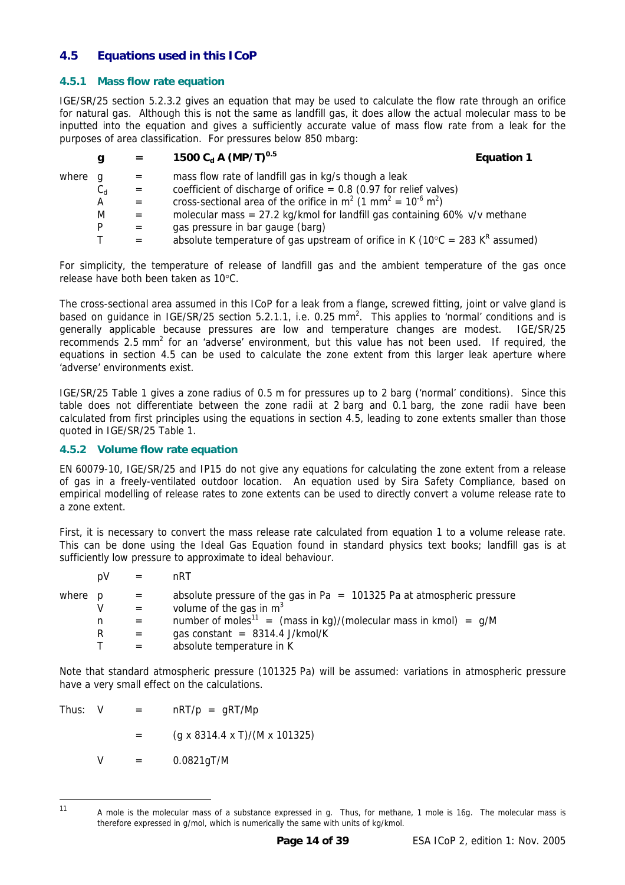## 4.5 Equations used in this ICoP

### 4.5.1 Mass flow rate equation

IGE/SR/25 section 5.2.3.2 gives an equation that may be used to calculate the flow rate through an orifice for natural gas. Although this is not the same as landfill gas, it does allow the actual molecular mass to be inputted into the equation and gives a sufficiently accurate value of mass flow rate from a leak for the purposes of area classification. For pressures below 850 mbarg:

$$g = 1500\, C_d\, A\, (MP/T)^{0.5} \qquad \textbf{Equation 1}$$

where

- $g$ = mass flow rate of landfill gas in kg/s though a leak
- $C_d$ = coefficient of discharge of orifice = 0.8 (0.97 for relief valves)
- $A$ = cross-sectional area of the orifice in $m^2$ ($1\ mm^2 = 10^{-6}\ m^2$)
- $M$ = molecular mass = 27.2 kg/kmol for landfill gas containing 60% v/v methane
- $P$ = gas pressure in bar gauge (barg)
- $T$ = absolute temperature of gas upstream of orifice in K (10°C = 283 $K^R$ assumed)

For simplicity, the temperature of release of landfill gas and the ambient temperature of the gas once release have both been taken as 10°C.

The cross-sectional area assumed in this ICoP for a leak from a flange, screwed fitting, joint or valve gland is based on guidance in IGE/SR/25 section 5.2.1.1, i.e. 0.25 $mm^2$. This applies to 'normal' conditions and is generally applicable because pressures are low and temperature changes are modest. IGE/SR/25 recommends 2.5 $mm^2$ for an 'adverse' environment, but this value has not been used. If required, the equations in section 4.5 can be used to calculate the zone extent from this larger leak aperture where 'adverse' environments exist.

IGE/SR/25 Table 1 gives a zone radius of 0.5 m for pressures up to 2 barg ('normal' conditions). Since this table does not differentiate between the zone radii at 2 barg and 0.1 barg, the zone radii have been calculated from first principles using the equations in section 4.5, leading to zone extents smaller than those quoted in IGE/SR/25 Table 1.

### 4.5.2 Volume flow rate equation

EN 60079-10, IGE/SR/25 and IP15 do not give any equations for calculating the zone extent from a release of gas in a freely-ventilated outdoor location. An equation used by Sira Safety Compliance, based on empirical modelling of release rates to zone extents can be used to directly convert a volume release rate to a zone extent.

First, it is necessary to convert the mass release rate calculated from equation 1 to a volume release rate. This can be done using the Ideal Gas Equation found in standard physics text books; landfill gas is at sufficiently low pressure to approximate to ideal behaviour.

$$pV = nRT$$

where

- $p$ = absolute pressure of the gas in Pa = 101325 Pa at atmospheric pressure
- $V$ = volume of the gas in $m^3$
- $n$ = number of moles[11] = (mass in kg)/(molecular mass in kmol) = $g/M$
- $R$ = gas constant = 8314.4 J/kmol/K
- $T$ = absolute temperature in K

Note that standard atmospheric pressure (101325 Pa) will be assumed: variations in atmospheric pressure have a very small effect on the calculations.

Thus:

$$V = nRT/p = gRT/Mp$$

$$= (g \times 8314.4 \times T)/(M \times 101325)$$

$$V = 0.0821gT/M$$

[11] A mole is the molecular mass of a substance expressed in g. Thus, for methane, 1 mole is 16g. The molecular mass is therefore expressed in g/mol, which is numerically the same with units of kg/kmol.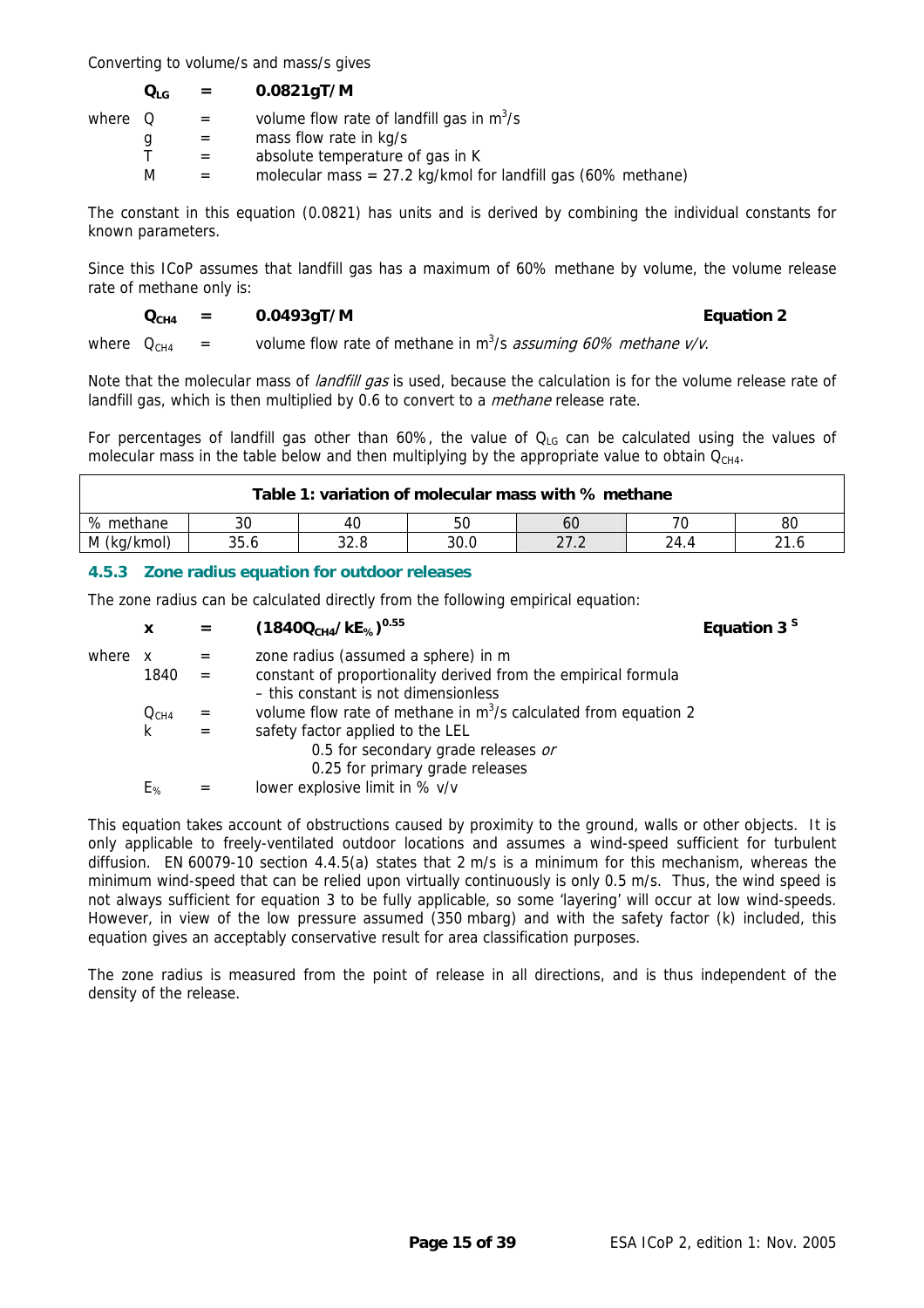Converting to volume/s and mass/s gives

$$Q_{LG} = 0.0821gT/M$$

where $Q$ = volume flow rate of landfill gas in $m^3/s$
$g$ = mass flow rate in kg/s
$T$ = absolute temperature of gas in K
$M$ = molecular mass = 27.2 kg/kmol for landfill gas (60% methane)

The constant in this equation (0.0821) has units and is derived by combining the individual constants for known parameters.

Since this ICoP assumes that landfill gas has a maximum of 60% methane by volume, the volume release rate of methane only is:

$$Q_{CH4} = 0.0493gT/M \qquad \textbf{Equation 2}$$

where $Q_{CH4}$ = volume flow rate of methane in $m^3/s$ *assuming 60% methane v/v*.

Note that the molecular mass of *landfill gas* is used, because the calculation is for the volume release rate of landfill gas, which is then multiplied by 0.6 to convert to a *methane* release rate.

For percentages of landfill gas other than 60%, the value of $Q_{LG}$ can be calculated using the values of molecular mass in the table below and then multiplying by the appropriate value to obtain $Q_{CH4}$.

| **Table 1: variation of molecular mass with % methane** | | | | | | |
|---|---|---|---|---|---|---|
| % methane | 30 | 40 | 50 | 60 | 70 | 80 |
| M (kg/kmol) | 35.6 | 32.8 | 30.0 | 27.2 | 24.4 | 21.6 |

### 4.5.3 Zone radius equation for outdoor releases

The zone radius can be calculated directly from the following empirical equation:

$$x = (1840Q_{CH4}/kE_{\%})^{0.55} \qquad \textbf{Equation 3}^{S}$$

where $x$ = zone radius (assumed a sphere) in m
1840 = constant of proportionality derived from the empirical formula – this constant is not dimensionless
$Q_{CH4}$ = volume flow rate of methane in $m^3/s$ calculated from equation 2
$k$ = safety factor applied to the LEL
  0.5 for secondary grade releases *or*
  0.25 for primary grade releases
$E_{\%}$ = lower explosive limit in % v/v

This equation takes account of obstructions caused by proximity to the ground, walls or other objects. It is only applicable to freely-ventilated outdoor locations and assumes a wind-speed sufficient for turbulent diffusion. EN 60079-10 section 4.4.5(a) states that 2 m/s is a minimum for this mechanism, whereas the minimum wind-speed that can be relied upon virtually continuously is only 0.5 m/s. Thus, the wind speed is not always sufficient for equation 3 to be fully applicable, so some 'layering' will occur at low wind-speeds. However, in view of the low pressure assumed (350 mbarg) and with the safety factor (k) included, this equation gives an acceptably conservative result for area classification purposes.

The zone radius is measured from the point of release in all directions, and is thus independent of the density of the release.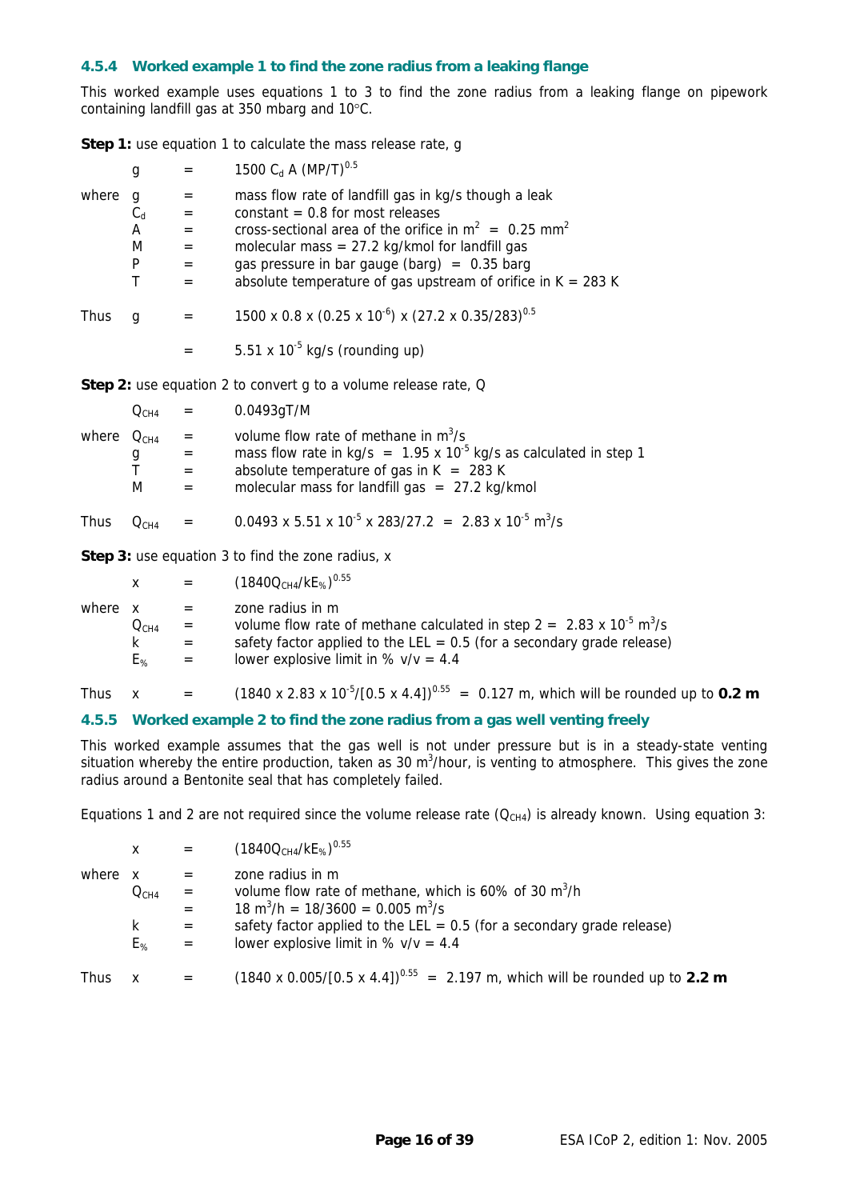### 4.5.4 Worked example 1 to find the zone radius from a leaking flange

This worked example uses equations 1 to 3 to find the zone radius from a leaking flange on pipework containing landfill gas at 350 mbarg and 10°C.

**Step 1:** use equation 1 to calculate the mass release rate, g

$$g = 1500\, C_d\, A\, (MP/T)^{0.5}$$

where

- $g$ = mass flow rate of landfill gas in kg/s though a leak
- $C_d$ = constant = 0.8 for most releases
- $A$ = cross-sectional area of the orifice in $m^2$ = 0.25 $mm^2$
- $M$ = molecular mass = 27.2 kg/kmol for landfill gas
- $P$ = gas pressure in bar gauge (barg) = 0.35 barg
- $T$ = absolute temperature of gas upstream of orifice in K = 283 K

Thus

$$g = 1500 \times 0.8 \times (0.25 \times 10^{-6}) \times (27.2 \times 0.35/283)^{0.5}$$

$$= 5.51 \times 10^{-5} \text{ kg/s (rounding up)}$$

**Step 2:** use equation 2 to convert g to a volume release rate, Q

$$Q_{CH4} = 0.0493gT/M$$

where

- $Q_{CH4}$ = volume flow rate of methane in $m^3$/s
- $g$ = mass flow rate in kg/s = $1.95 \times 10^{-5}$ kg/s as calculated in step 1
- $T$ = absolute temperature of gas in K = 283 K
- $M$ = molecular mass for landfill gas = 27.2 kg/kmol

Thus

$$Q_{CH4} = 0.0493 \times 5.51 \times 10^{-5} \times 283/27.2 = 2.83 \times 10^{-5} \text{ m}^3\text{/s}$$

**Step 3:** use equation 3 to find the zone radius, x

$$x = (1840Q_{CH4}/kE_{\%})^{0.55}$$

where

- $x$ = zone radius in m
- $Q_{CH4}$ = volume flow rate of methane calculated in step 2 = $2.83 \times 10^{-5}$ $m^3$/s
- $k$ = safety factor applied to the LEL = 0.5 (for a secondary grade release)
- $E_{\%}$ = lower explosive limit in % v/v = 4.4

Thus $x = (1840 \times 2.83 \times 10^{-5}/[0.5 \times 4.4])^{0.55} = 0.127$ m, which will be rounded up to **0.2 m**

### 4.5.5 Worked example 2 to find the zone radius from a gas well venting freely

This worked example assumes that the gas well is not under pressure but is in a steady-state venting situation whereby the entire production, taken as 30 $m^3$/hour, is venting to atmosphere. This gives the zone radius around a Bentonite seal that has completely failed.

Equations 1 and 2 are not required since the volume release rate ($Q_{CH4}$) is already known. Using equation 3:

$$x = (1840Q_{CH4}/kE_{\%})^{0.55}$$

where

- $x$ = zone radius in m
- $Q_{CH4}$ = volume flow rate of methane, which is 60% of 30 $m^3$/h = 18 $m^3$/h = 18/3600 = 0.005 $m^3$/s
- $k$ = safety factor applied to the LEL = 0.5 (for a secondary grade release)
- $E_{\%}$ = lower explosive limit in % v/v = 4.4

Thus $x = (1840 \times 0.005/[0.5 \times 4.4])^{0.55} = 2.197$ m, which will be rounded up to **2.2 m**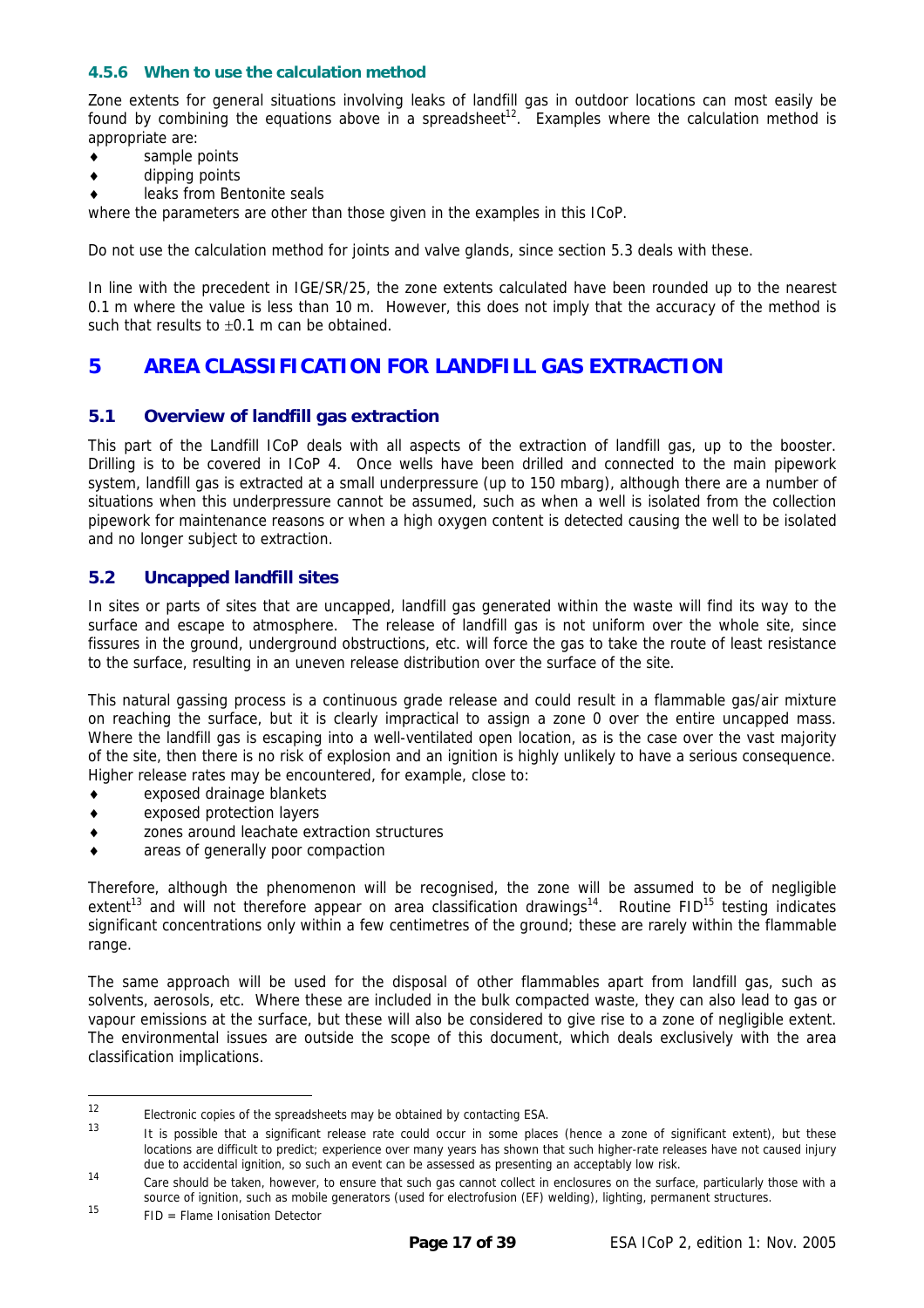### 4.5.6 When to use the calculation method

Zone extents for general situations involving leaks of landfill gas in outdoor locations can most easily be found by combining the equations above in a spreadsheet[12]. Examples where the calculation method is appropriate are:

- sample points
- dipping points
- leaks from Bentonite seals

where the parameters are other than those given in the examples in this ICoP.

Do not use the calculation method for joints and valve glands, since section 5.3 deals with these.

In line with the precedent in IGE/SR/25, the zone extents calculated have been rounded up to the nearest 0.1 m where the value is less than 10 m. However, this does not imply that the accuracy of the method is such that results to ±0.1 m can be obtained.

# 5 AREA CLASSIFICATION FOR LANDFILL GAS EXTRACTION

## 5.1 Overview of landfill gas extraction

This part of the Landfill ICoP deals with all aspects of the extraction of landfill gas, up to the booster. Drilling is to be covered in ICoP 4. Once wells have been drilled and connected to the main pipework system, landfill gas is extracted at a small underpressure (up to 150 mbarg), although there are a number of situations when this underpressure cannot be assumed, such as when a well is isolated from the collection pipework for maintenance reasons or when a high oxygen content is detected causing the well to be isolated and no longer subject to extraction.

## 5.2 Uncapped landfill sites

In sites or parts of sites that are uncapped, landfill gas generated within the waste will find its way to the surface and escape to atmosphere. The release of landfill gas is not uniform over the whole site, since fissures in the ground, underground obstructions, etc. will force the gas to take the route of least resistance to the surface, resulting in an uneven release distribution over the surface of the site.

This natural gassing process is a continuous grade release and could result in a flammable gas/air mixture on reaching the surface, but it is clearly impractical to assign a zone 0 over the entire uncapped mass. Where the landfill gas is escaping into a well-ventilated open location, as is the case over the vast majority of the site, then there is no risk of explosion and an ignition is highly unlikely to have a serious consequence. Higher release rates may be encountered, for example, close to:

- exposed drainage blankets
- exposed protection layers
- zones around leachate extraction structures
- areas of generally poor compaction

Therefore, although the phenomenon will be recognised, the zone will be assumed to be of negligible extent[13] and will not therefore appear on area classification drawings[14]. Routine FID[15] testing indicates significant concentrations only within a few centimetres of the ground; these are rarely within the flammable range.

The same approach will be used for the disposal of other flammables apart from landfill gas, such as solvents, aerosols, etc. Where these are included in the bulk compacted waste, they can also lead to gas or vapour emissions at the surface, but these will also be considered to give rise to a zone of negligible extent. The environmental issues are outside the scope of this document, which deals exclusively with the area classification implications.

---

[12] Electronic copies of the spreadsheets may be obtained by contacting ESA.

[13] It is possible that a significant release rate could occur in some places (hence a zone of significant extent), but these locations are difficult to predict; experience over many years has shown that such higher-rate releases have not caused injury due to accidental ignition, so such an event can be assessed as presenting an acceptably low risk.

[14] Care should be taken, however, to ensure that such gas cannot collect in enclosures on the surface, particularly those with a source of ignition, such as mobile generators (used for electrofusion (EF) welding), lighting, permanent structures.

[15] FID = Flame Ionisation Detector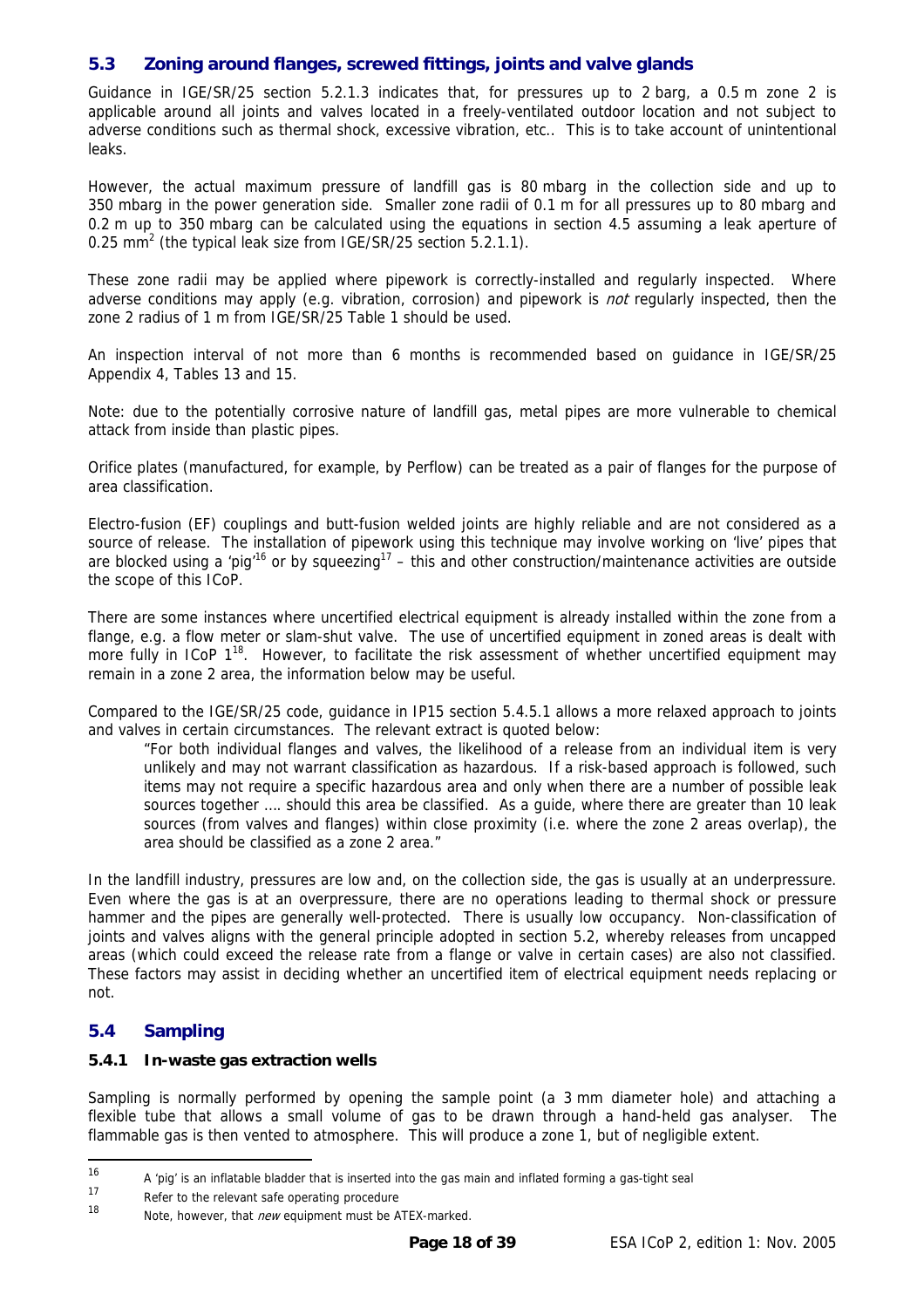## 5.3 Zoning around flanges, screwed fittings, joints and valve glands

Guidance in IGE/SR/25 section 5.2.1.3 indicates that, for pressures up to 2 barg, a 0.5 m zone 2 is applicable around all joints and valves located in a freely-ventilated outdoor location and not subject to adverse conditions such as thermal shock, excessive vibration, etc.. This is to take account of unintentional leaks.

However, the actual maximum pressure of landfill gas is 80 mbarg in the collection side and up to 350 mbarg in the power generation side. Smaller zone radii of 0.1 m for all pressures up to 80 mbarg and 0.2 m up to 350 mbarg can be calculated using the equations in section 4.5 assuming a leak aperture of 0.25 $mm^2$ (the typical leak size from IGE/SR/25 section 5.2.1.1).

These zone radii may be applied where pipework is correctly-installed and regularly inspected. Where adverse conditions may apply (e.g. vibration, corrosion) and pipework is *not* regularly inspected, then the zone 2 radius of 1 m from IGE/SR/25 Table 1 should be used.

An inspection interval of not more than 6 months is recommended based on guidance in IGE/SR/25 Appendix 4, Tables 13 and 15.

Note: due to the potentially corrosive nature of landfill gas, metal pipes are more vulnerable to chemical attack from inside than plastic pipes.

Orifice plates (manufactured, for example, by Perflow) can be treated as a pair of flanges for the purpose of area classification.

Electro-fusion (EF) couplings and butt-fusion welded joints are highly reliable and are not considered as a source of release. The installation of pipework using this technique may involve working on 'live' pipes that are blocked using a 'pig'[16] or by squeezing[17] – this and other construction/maintenance activities are outside the scope of this ICoP.

There are some instances where uncertified electrical equipment is already installed within the zone from a flange, e.g. a flow meter or slam-shut valve. The use of uncertified equipment in zoned areas is dealt with more fully in ICoP 1[18]. However, to facilitate the risk assessment of whether uncertified equipment may remain in a zone 2 area, the information below may be useful.

Compared to the IGE/SR/25 code, guidance in IP15 section 5.4.5.1 allows a more relaxed approach to joints and valves in certain circumstances. The relevant extract is quoted below:

> "For both individual flanges and valves, the likelihood of a release from an individual item is very unlikely and may not warrant classification as hazardous. If a risk-based approach is followed, such items may not require a specific hazardous area and only when there are a number of possible leak sources together …. should this area be classified. As a guide, where there are greater than 10 leak sources (from valves and flanges) within close proximity (i.e. where the zone 2 areas overlap), the area should be classified as a zone 2 area."

In the landfill industry, pressures are low and, on the collection side, the gas is usually at an underpressure. Even where the gas is at an overpressure, there are no operations leading to thermal shock or pressure hammer and the pipes are generally well-protected. There is usually low occupancy. Non-classification of joints and valves aligns with the general principle adopted in section 5.2, whereby releases from uncapped areas (which could exceed the release rate from a flange or valve in certain cases) are also not classified. These factors may assist in deciding whether an uncertified item of electrical equipment needs replacing or not.

## 5.4 Sampling

### 5.4.1 In-waste gas extraction wells

Sampling is normally performed by opening the sample point (a 3 mm diameter hole) and attaching a flexible tube that allows a small volume of gas to be drawn through a hand-held gas analyser. The flammable gas is then vented to atmosphere. This will produce a zone 1, but of negligible extent.

---

[16] A 'pig' is an inflatable bladder that is inserted into the gas main and inflated forming a gas-tight seal

[17] Refer to the relevant safe operating procedure

[18] Note, however, that *new* equipment must be ATEX-marked.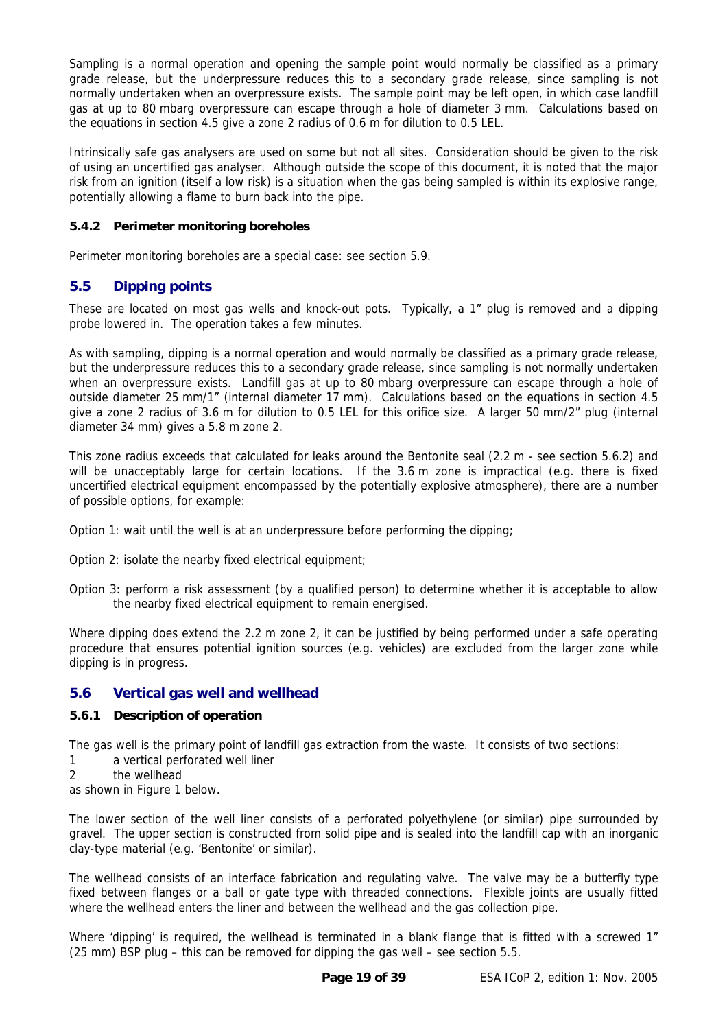Sampling is a normal operation and opening the sample point would normally be classified as a primary grade release, but the underpressure reduces this to a secondary grade release, since sampling is not normally undertaken when an overpressure exists. The sample point may be left open, in which case landfill gas at up to 80 mbarg overpressure can escape through a hole of diameter 3 mm. Calculations based on the equations in section 4.5 give a zone 2 radius of 0.6 m for dilution to 0.5 LEL.

Intrinsically safe gas analysers are used on some but not all sites. Consideration should be given to the risk of using an uncertified gas analyser. Although outside the scope of this document, it is noted that the major risk from an ignition (itself a low risk) is a situation when the gas being sampled is within its explosive range, potentially allowing a flame to burn back into the pipe.

#### 5.4.2 Perimeter monitoring boreholes

Perimeter monitoring boreholes are a special case: see section 5.9.

### 5.5 Dipping points

These are located on most gas wells and knock-out pots. Typically, a 1" plug is removed and a dipping probe lowered in. The operation takes a few minutes.

As with sampling, dipping is a normal operation and would normally be classified as a primary grade release, but the underpressure reduces this to a secondary grade release, since sampling is not normally undertaken when an overpressure exists. Landfill gas at up to 80 mbarg overpressure can escape through a hole of outside diameter 25 mm/1" (internal diameter 17 mm). Calculations based on the equations in section 4.5 give a zone 2 radius of 3.6 m for dilution to 0.5 LEL for this orifice size. A larger 50 mm/2" plug (internal diameter 34 mm) gives a 5.8 m zone 2.

This zone radius exceeds that calculated for leaks around the Bentonite seal (2.2 m - see section 5.6.2) and will be unacceptably large for certain locations. If the 3.6 m zone is impractical (e.g. there is fixed uncertified electrical equipment encompassed by the potentially explosive atmosphere), there are a number of possible options, for example:

Option 1: wait until the well is at an underpressure before performing the dipping;

Option 2: isolate the nearby fixed electrical equipment;

Option 3: perform a risk assessment (by a qualified person) to determine whether it is acceptable to allow the nearby fixed electrical equipment to remain energised.

Where dipping does extend the 2.2 m zone 2, it can be justified by being performed under a safe operating procedure that ensures potential ignition sources (e.g. vehicles) are excluded from the larger zone while dipping is in progress.

### 5.6 Vertical gas well and wellhead

#### 5.6.1 Description of operation

The gas well is the primary point of landfill gas extraction from the waste. It consists of two sections:

1 a vertical perforated well liner
2 the wellhead

as shown in Figure 1 below.

The lower section of the well liner consists of a perforated polyethylene (or similar) pipe surrounded by gravel. The upper section is constructed from solid pipe and is sealed into the landfill cap with an inorganic clay-type material (e.g. 'Bentonite' or similar).

The wellhead consists of an interface fabrication and regulating valve. The valve may be a butterfly type fixed between flanges or a ball or gate type with threaded connections. Flexible joints are usually fitted where the wellhead enters the liner and between the wellhead and the gas collection pipe.

Where 'dipping' is required, the wellhead is terminated in a blank flange that is fitted with a screwed 1" (25 mm) BSP plug – this can be removed for dipping the gas well – see section 5.5.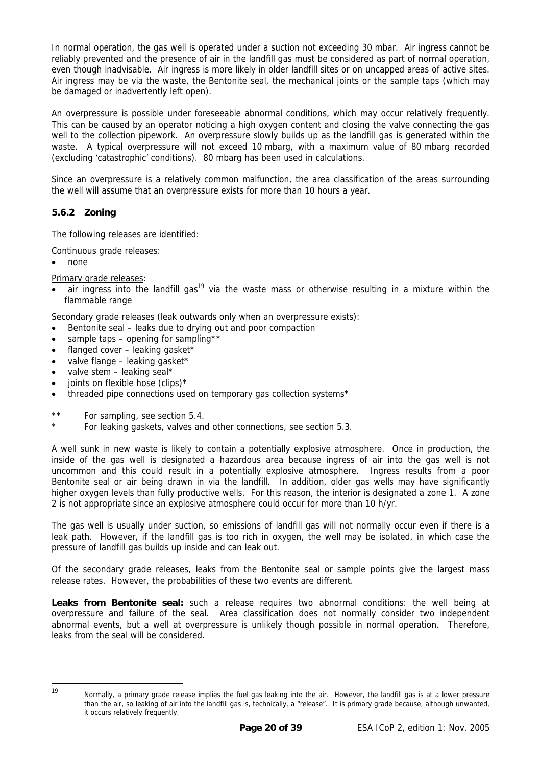In normal operation, the gas well is operated under a suction not exceeding 30 mbar. Air ingress cannot be reliably prevented and the presence of air in the landfill gas must be considered as part of normal operation, even though inadvisable. Air ingress is more likely in older landfill sites or on uncapped areas of active sites. Air ingress may be via the waste, the Bentonite seal, the mechanical joints or the sample taps (which may be damaged or inadvertently left open).

An overpressure is possible under foreseeable abnormal conditions, which may occur relatively frequently. This can be caused by an operator noticing a high oxygen content and closing the valve connecting the gas well to the collection pipework. An overpressure slowly builds up as the landfill gas is generated within the waste. A typical overpressure will not exceed 10 mbarg, with a maximum value of 80 mbarg recorded (excluding 'catastrophic' conditions). 80 mbarg has been used in calculations.

Since an overpressure is a relatively common malfunction, the area classification of the areas surrounding the well will assume that an overpressure exists for more than 10 hours a year.

### 5.6.2 Zoning

The following releases are identified:

Continuous grade releases:

- none

Primary grade releases:

- air ingress into the landfill gas[19] via the waste mass or otherwise resulting in a mixture within the flammable range

Secondary grade releases (leak outwards only when an overpressure exists):

- Bentonite seal – leaks due to drying out and poor compaction
- sample taps – opening for sampling**
- flanged cover – leaking gasket*
- valve flange – leaking gasket*
- valve stem – leaking seal*
- joints on flexible hose (clips)*
- threaded pipe connections used on temporary gas collection systems*

** For sampling, see section 5.4.

\* For leaking gaskets, valves and other connections, see section 5.3.

A well sunk in new waste is likely to contain a potentially explosive atmosphere. Once in production, the inside of the gas well is designated a hazardous area because ingress of air into the gas well is not uncommon and this could result in a potentially explosive atmosphere. Ingress results from a poor Bentonite seal or air being drawn in via the landfill. In addition, older gas wells may have significantly higher oxygen levels than fully productive wells. For this reason, the interior is designated a zone 1. A zone 2 is not appropriate since an explosive atmosphere could occur for more than 10 h/yr.

The gas well is usually under suction, so emissions of landfill gas will not normally occur even if there is a leak path. However, if the landfill gas is too rich in oxygen, the well may be isolated, in which case the pressure of landfill gas builds up inside and can leak out.

Of the secondary grade releases, leaks from the Bentonite seal or sample points give the largest mass release rates. However, the probabilities of these two events are different.

**Leaks from Bentonite seal:** such a release requires two abnormal conditions: the well being at overpressure and failure of the seal. Area classification does not normally consider two independent abnormal events, but a well at overpressure is unlikely though possible in normal operation. Therefore, leaks from the seal will be considered.

---

[19] Normally, a primary grade release implies the fuel gas leaking into the air. However, the landfill gas is at a lower pressure than the air, so leaking of air into the landfill gas is, technically, a "release". It is primary grade because, although unwanted, it occurs relatively frequently.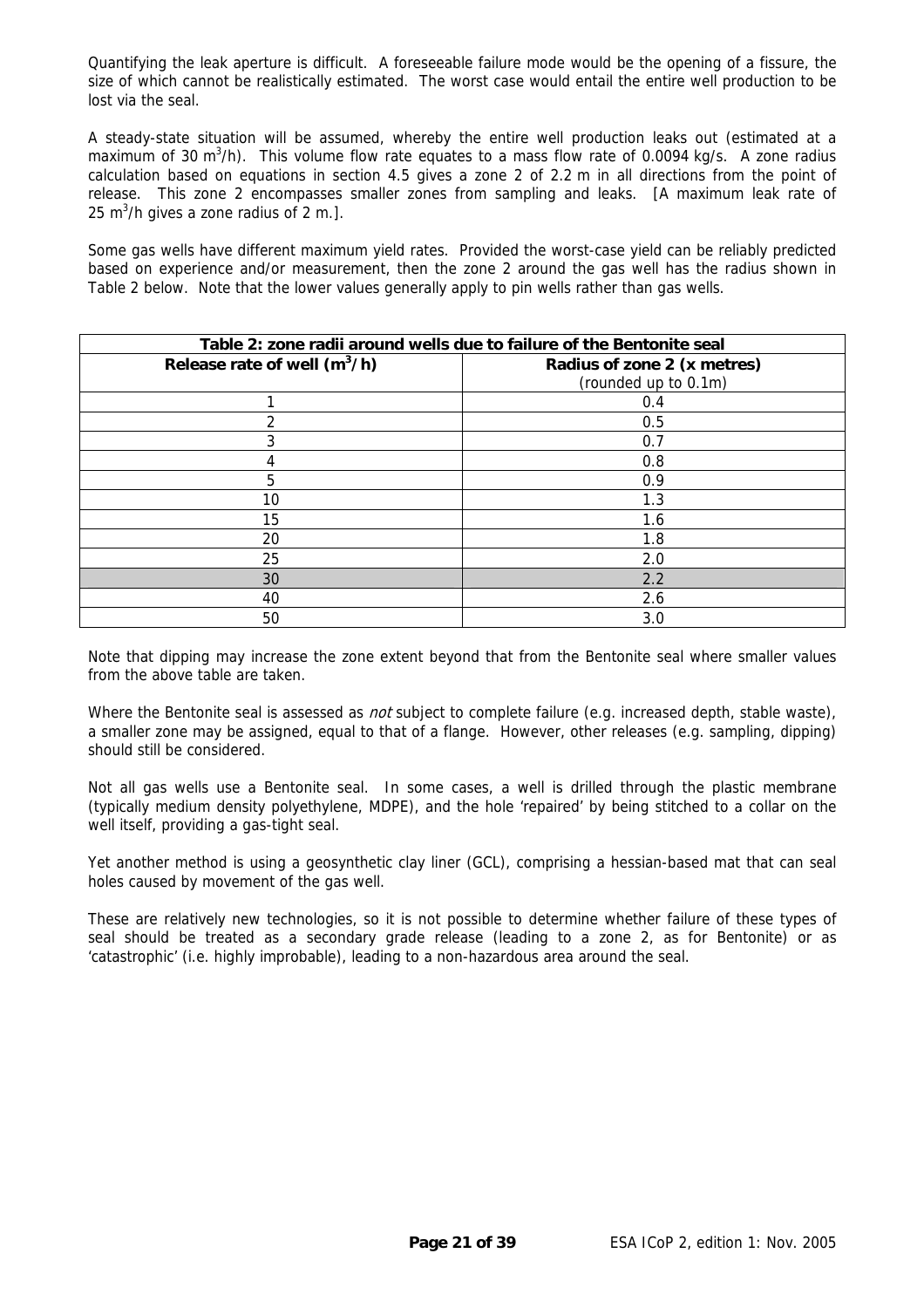Quantifying the leak aperture is difficult. A foreseeable failure mode would be the opening of a fissure, the size of which cannot be realistically estimated. The worst case would entail the entire well production to be lost via the seal.

A steady-state situation will be assumed, whereby the entire well production leaks out (estimated at a maximum of 30 $m^3$/h). This volume flow rate equates to a mass flow rate of 0.0094 kg/s. A zone radius calculation based on equations in section 4.5 gives a zone 2 of 2.2 m in all directions from the point of release. This zone 2 encompasses smaller zones from sampling and leaks. [A maximum leak rate of 25 $m^3$/h gives a zone radius of 2 m.].

Some gas wells have different maximum yield rates. Provided the worst-case yield can be reliably predicted based on experience and/or measurement, then the zone 2 around the gas well has the radius shown in Table 2 below. Note that the lower values generally apply to pin wells rather than gas wells.

| **Table 2: zone radii around wells due to failure of the Bentonite seal** | |
|---|---|
| **Release rate of well ($m^3$/h)** | **Radius of zone 2 (x metres)** (rounded up to 0.1m) |
| 1 | 0.4 |
| 2 | 0.5 |
| 3 | 0.7 |
| 4 | 0.8 |
| 5 | 0.9 |
| 10 | 1.3 |
| 15 | 1.6 |
| 20 | 1.8 |
| 25 | 2.0 |
| 30 | 2.2 |
| 40 | 2.6 |
| 50 | 3.0 |

Note that dipping may increase the zone extent beyond that from the Bentonite seal where smaller values from the above table are taken.

Where the Bentonite seal is assessed as *not* subject to complete failure (e.g. increased depth, stable waste), a smaller zone may be assigned, equal to that of a flange. However, other releases (e.g. sampling, dipping) should still be considered.

Not all gas wells use a Bentonite seal. In some cases, a well is drilled through the plastic membrane (typically medium density polyethylene, MDPE), and the hole 'repaired' by being stitched to a collar on the well itself, providing a gas-tight seal.

Yet another method is using a geosynthetic clay liner (GCL), comprising a hessian-based mat that can seal holes caused by movement of the gas well.

These are relatively new technologies, so it is not possible to determine whether failure of these types of seal should be treated as a secondary grade release (leading to a zone 2, as for Bentonite) or as 'catastrophic' (i.e. highly improbable), leading to a non-hazardous area around the seal.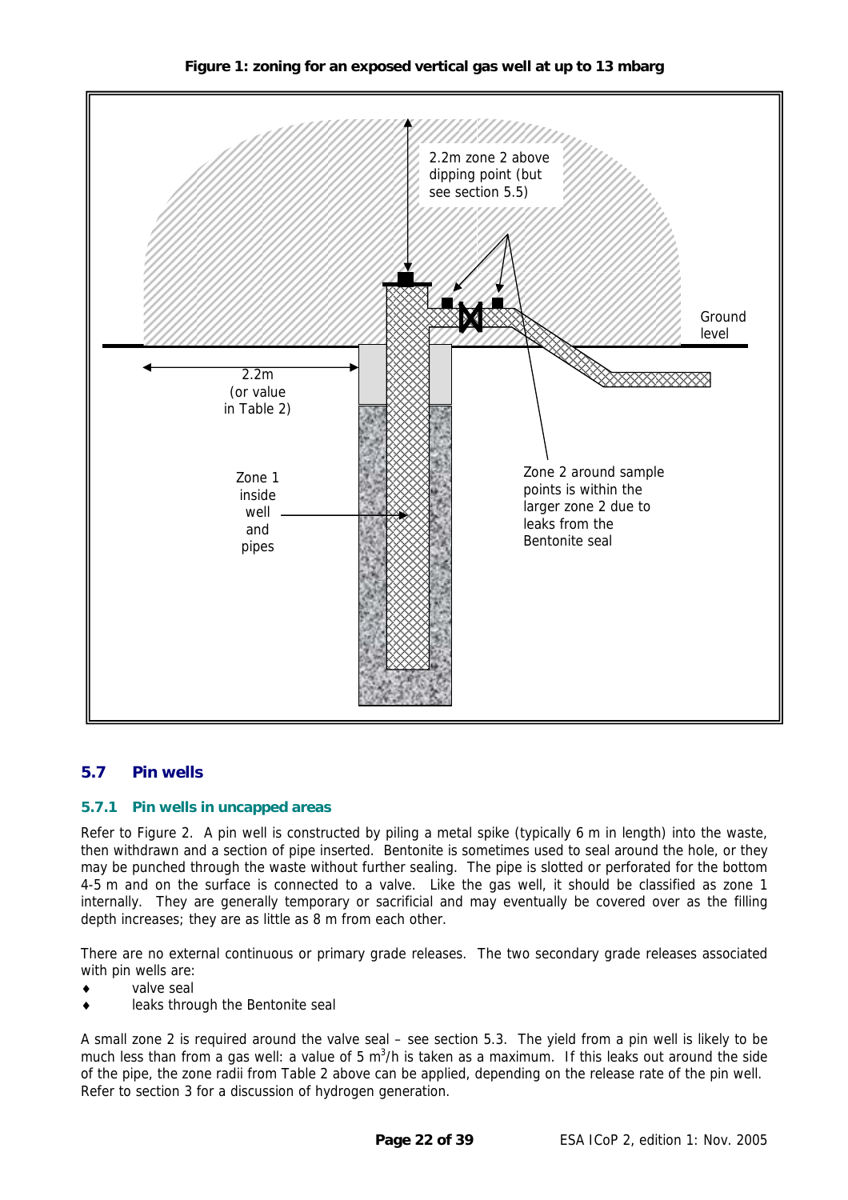**Figure 1: zoning for an exposed vertical gas well at up to 13 mbarg**

## 5.7 Pin wells

### 5.7.1 Pin wells in uncapped areas

Refer to Figure 2. A pin well is constructed by piling a metal spike (typically 6 m in length) into the waste, then withdrawn and a section of pipe inserted. Bentonite is sometimes used to seal around the hole, or they may be punched through the waste without further sealing. The pipe is slotted or perforated for the bottom 4-5 m and on the surface is connected to a valve. Like the gas well, it should be classified as zone 1 internally. They are generally temporary or sacrificial and may eventually be covered over as the filling depth increases; they are as little as 8 m from each other.

There are no external continuous or primary grade releases. The two secondary grade releases associated with pin wells are:

- valve seal
- leaks through the Bentonite seal

A small zone 2 is required around the valve seal – see section 5.3. The yield from a pin well is likely to be much less than from a gas well: a value of 5 $m^3/h$ is taken as a maximum. If this leaks out around the side of the pipe, the zone radii from Table 2 above can be applied, depending on the release rate of the pin well. Refer to section 3 for a discussion of hydrogen generation.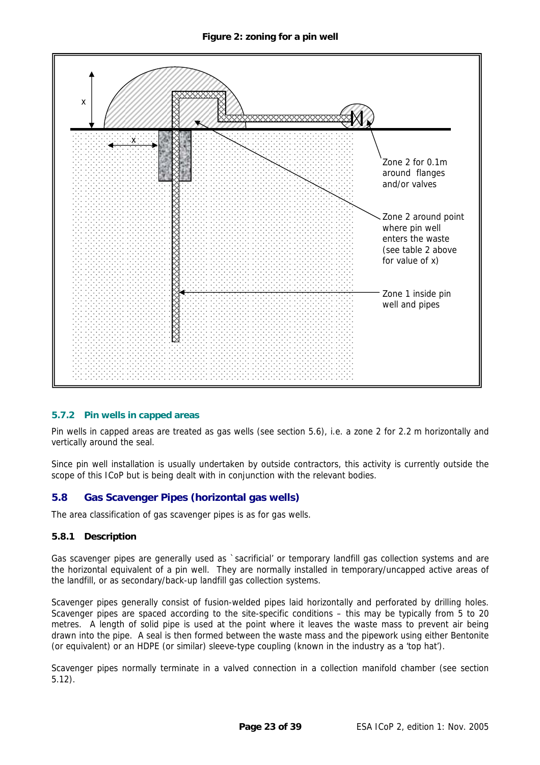**Figure 2: zoning for a pin well**

x

x

Zone 2 for 0.1m around flanges and/or valves

Zone 2 around point where pin well enters the waste (see table 2 above for value of x)

Zone 1 inside pin well and pipes

### 5.7.2 Pin wells in capped areas

Pin wells in capped areas are treated as gas wells (see section 5.6), i.e. a zone 2 for 2.2 m horizontally and vertically around the seal.

Since pin well installation is usually undertaken by outside contractors, this activity is currently outside the scope of this ICoP but is being dealt with in conjunction with the relevant bodies.

## 5.8 Gas Scavenger Pipes (horizontal gas wells)

The area classification of gas scavenger pipes is as for gas wells.

### 5.8.1 Description

Gas scavenger pipes are generally used as `sacrificial' or temporary landfill gas collection systems and are the horizontal equivalent of a pin well. They are normally installed in temporary/uncapped active areas of the landfill, or as secondary/back-up landfill gas collection systems.

Scavenger pipes generally consist of fusion-welded pipes laid horizontally and perforated by drilling holes. Scavenger pipes are spaced according to the site-specific conditions – this may be typically from 5 to 20 metres. A length of solid pipe is used at the point where it leaves the waste mass to prevent air being drawn into the pipe. A seal is then formed between the waste mass and the pipework using either Bentonite (or equivalent) or an HDPE (or similar) sleeve-type coupling (known in the industry as a 'top hat').

Scavenger pipes normally terminate in a valved connection in a collection manifold chamber (see section 5.12).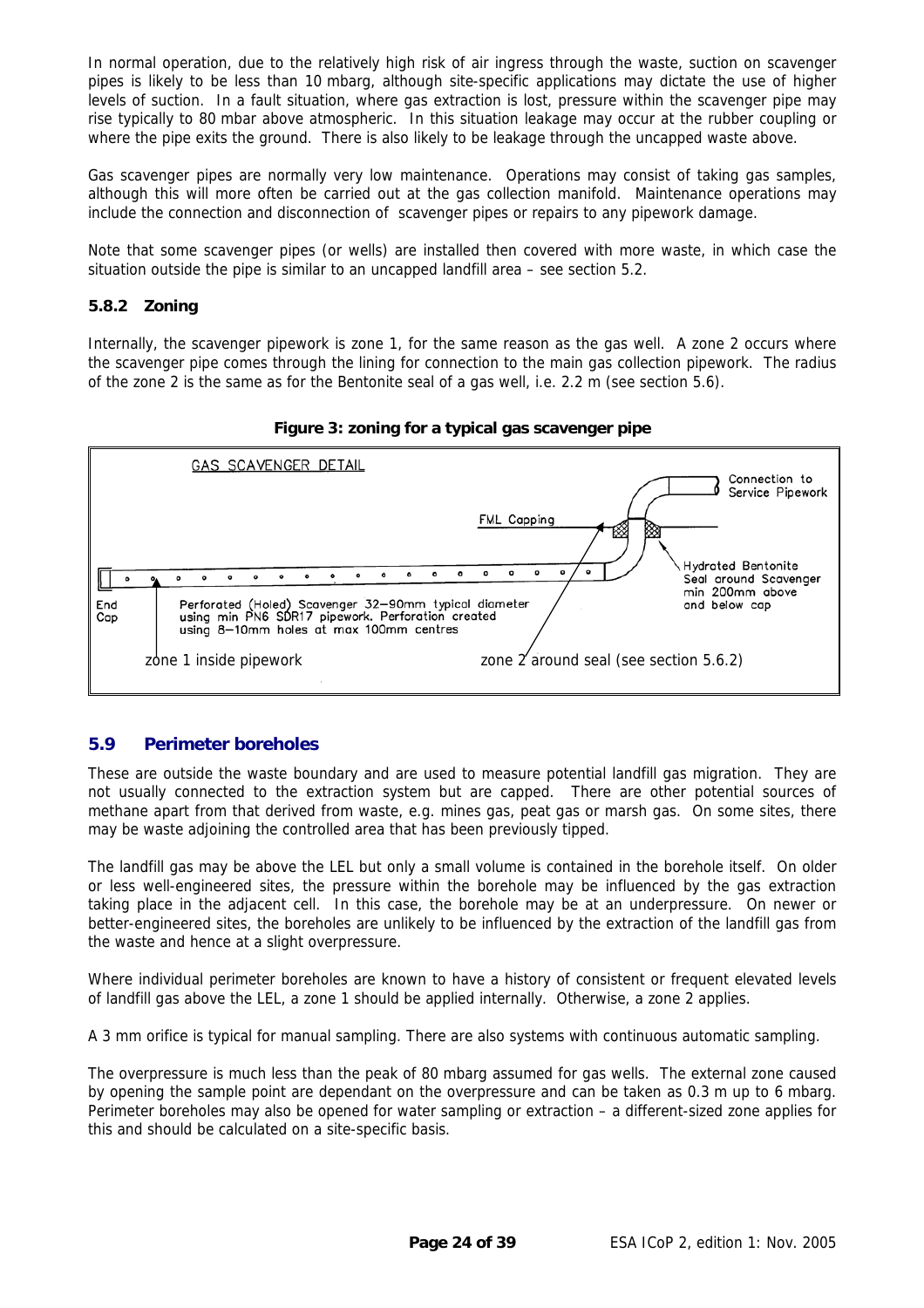In normal operation, due to the relatively high risk of air ingress through the waste, suction on scavenger pipes is likely to be less than 10 mbarg, although site-specific applications may dictate the use of higher levels of suction. In a fault situation, where gas extraction is lost, pressure within the scavenger pipe may rise typically to 80 mbar above atmospheric. In this situation leakage may occur at the rubber coupling or where the pipe exits the ground. There is also likely to be leakage through the uncapped waste above.

Gas scavenger pipes are normally very low maintenance. Operations may consist of taking gas samples, although this will more often be carried out at the gas collection manifold. Maintenance operations may include the connection and disconnection of scavenger pipes or repairs to any pipework damage.

Note that some scavenger pipes (or wells) are installed then covered with more waste, in which case the situation outside the pipe is similar to an uncapped landfill area – see section 5.2.

### 5.8.2 Zoning

Internally, the scavenger pipework is zone 1, for the same reason as the gas well. A zone 2 occurs where the scavenger pipe comes through the lining for connection to the main gas collection pipework. The radius of the zone 2 is the same as for the Bentonite seal of a gas well, i.e. 2.2 m (see section 5.6).

**Figure 3: zoning for a typical gas scavenger pipe**

GAS SCAVENGER DETAIL

Connection to Service Pipework

FML Capping

Hydrated Bentonite Seal around Scavenger min 200mm above and below cap

End Cap

Perforated (Holed) Scavenger 32–90mm typical diameter using min PN6 SDR17 pipework. Perforation created using 8–10mm holes at max 100mm centres

zone 1 inside pipework

zone 2 around seal (see section 5.6.2)

## 5.9 Perimeter boreholes

These are outside the waste boundary and are used to measure potential landfill gas migration. They are not usually connected to the extraction system but are capped. There are other potential sources of methane apart from that derived from waste, e.g. mines gas, peat gas or marsh gas. On some sites, there may be waste adjoining the controlled area that has been previously tipped.

The landfill gas may be above the LEL but only a small volume is contained in the borehole itself. On older or less well-engineered sites, the pressure within the borehole may be influenced by the gas extraction taking place in the adjacent cell. In this case, the borehole may be at an underpressure. On newer or better-engineered sites, the boreholes are unlikely to be influenced by the extraction of the landfill gas from the waste and hence at a slight overpressure.

Where individual perimeter boreholes are known to have a history of consistent or frequent elevated levels of landfill gas above the LEL, a zone 1 should be applied internally. Otherwise, a zone 2 applies.

A 3 mm orifice is typical for manual sampling. There are also systems with continuous automatic sampling.

The overpressure is much less than the peak of 80 mbarg assumed for gas wells. The external zone caused by opening the sample point are dependant on the overpressure and can be taken as 0.3 m up to 6 mbarg. Perimeter boreholes may also be opened for water sampling or extraction – a different-sized zone applies for this and should be calculated on a site-specific basis.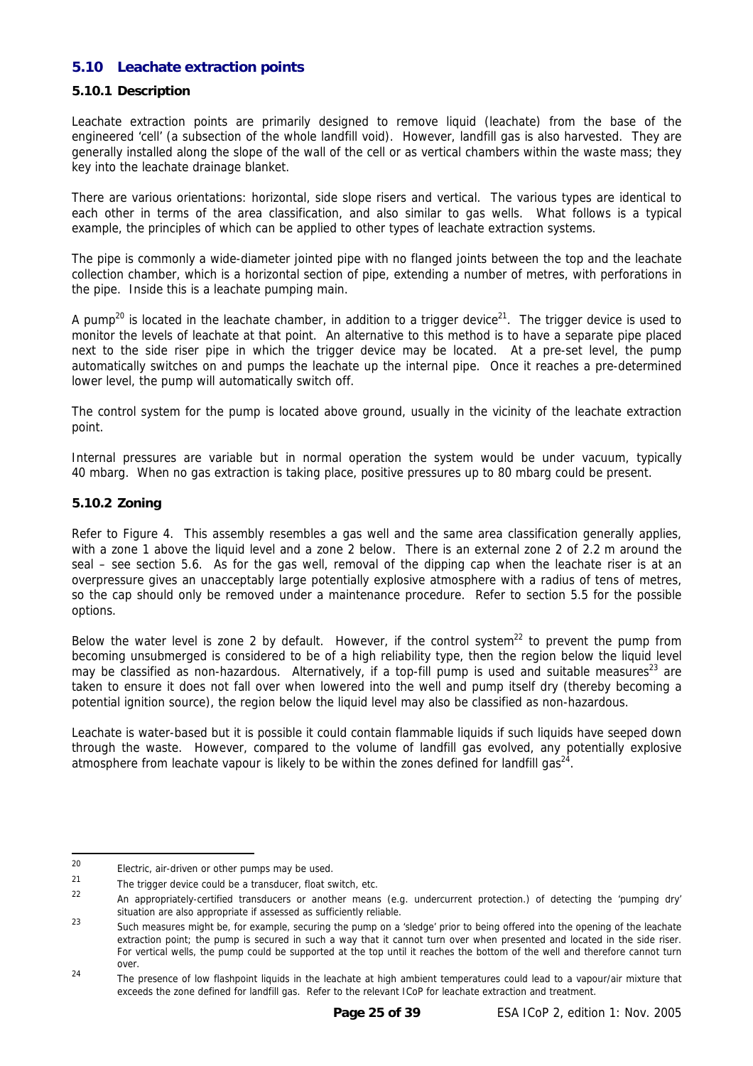## 5.10 Leachate extraction points

### 5.10.1 Description

Leachate extraction points are primarily designed to remove liquid (leachate) from the base of the engineered 'cell' (a subsection of the whole landfill void). However, landfill gas is also harvested. They are generally installed along the slope of the wall of the cell or as vertical chambers within the waste mass; they key into the leachate drainage blanket.

There are various orientations: horizontal, side slope risers and vertical. The various types are identical to each other in terms of the area classification, and also similar to gas wells. What follows is a typical example, the principles of which can be applied to other types of leachate extraction systems.

The pipe is commonly a wide-diameter jointed pipe with no flanged joints between the top and the leachate collection chamber, which is a horizontal section of pipe, extending a number of metres, with perforations in the pipe. Inside this is a leachate pumping main.

A pump[20] is located in the leachate chamber, in addition to a trigger device[21]. The trigger device is used to monitor the levels of leachate at that point. An alternative to this method is to have a separate pipe placed next to the side riser pipe in which the trigger device may be located. At a pre-set level, the pump automatically switches on and pumps the leachate up the internal pipe. Once it reaches a pre-determined lower level, the pump will automatically switch off.

The control system for the pump is located above ground, usually in the vicinity of the leachate extraction point.

Internal pressures are variable but in normal operation the system would be under vacuum, typically 40 mbarg. When no gas extraction is taking place, positive pressures up to 80 mbarg could be present.

### 5.10.2 Zoning

Refer to Figure 4. This assembly resembles a gas well and the same area classification generally applies, with a zone 1 above the liquid level and a zone 2 below. There is an external zone 2 of 2.2 m around the seal – see section 5.6. As for the gas well, removal of the dipping cap when the leachate riser is at an overpressure gives an unacceptably large potentially explosive atmosphere with a radius of tens of metres, so the cap should only be removed under a maintenance procedure. Refer to section 5.5 for the possible options.

Below the water level is zone 2 by default. However, if the control system[22] to prevent the pump from becoming unsubmerged is considered to be of a high reliability type, then the region below the liquid level may be classified as non-hazardous. Alternatively, if a top-fill pump is used and suitable measures[23] are taken to ensure it does not fall over when lowered into the well and pump itself dry (thereby becoming a potential ignition source), the region below the liquid level may also be classified as non-hazardous.

Leachate is water-based but it is possible it could contain flammable liquids if such liquids have seeped down through the waste. However, compared to the volume of landfill gas evolved, any potentially explosive atmosphere from leachate vapour is likely to be within the zones defined for landfill gas[24].

---

[20] Electric, air-driven or other pumps may be used.

[21] The trigger device could be a transducer, float switch, etc.

[22] An appropriately-certified transducers or another means (e.g. undercurrent protection.) of detecting the 'pumping dry' situation are also appropriate if assessed as sufficiently reliable.

[23] Such measures might be, for example, securing the pump on a 'sledge' prior to being offered into the opening of the leachate extraction point; the pump is secured in such a way that it cannot turn over when presented and located in the side riser. For vertical wells, the pump could be supported at the top until it reaches the bottom of the well and therefore cannot turn over.

[24] The presence of low flashpoint liquids in the leachate at high ambient temperatures could lead to a vapour/air mixture that exceeds the zone defined for landfill gas. Refer to the relevant ICoP for leachate extraction and treatment.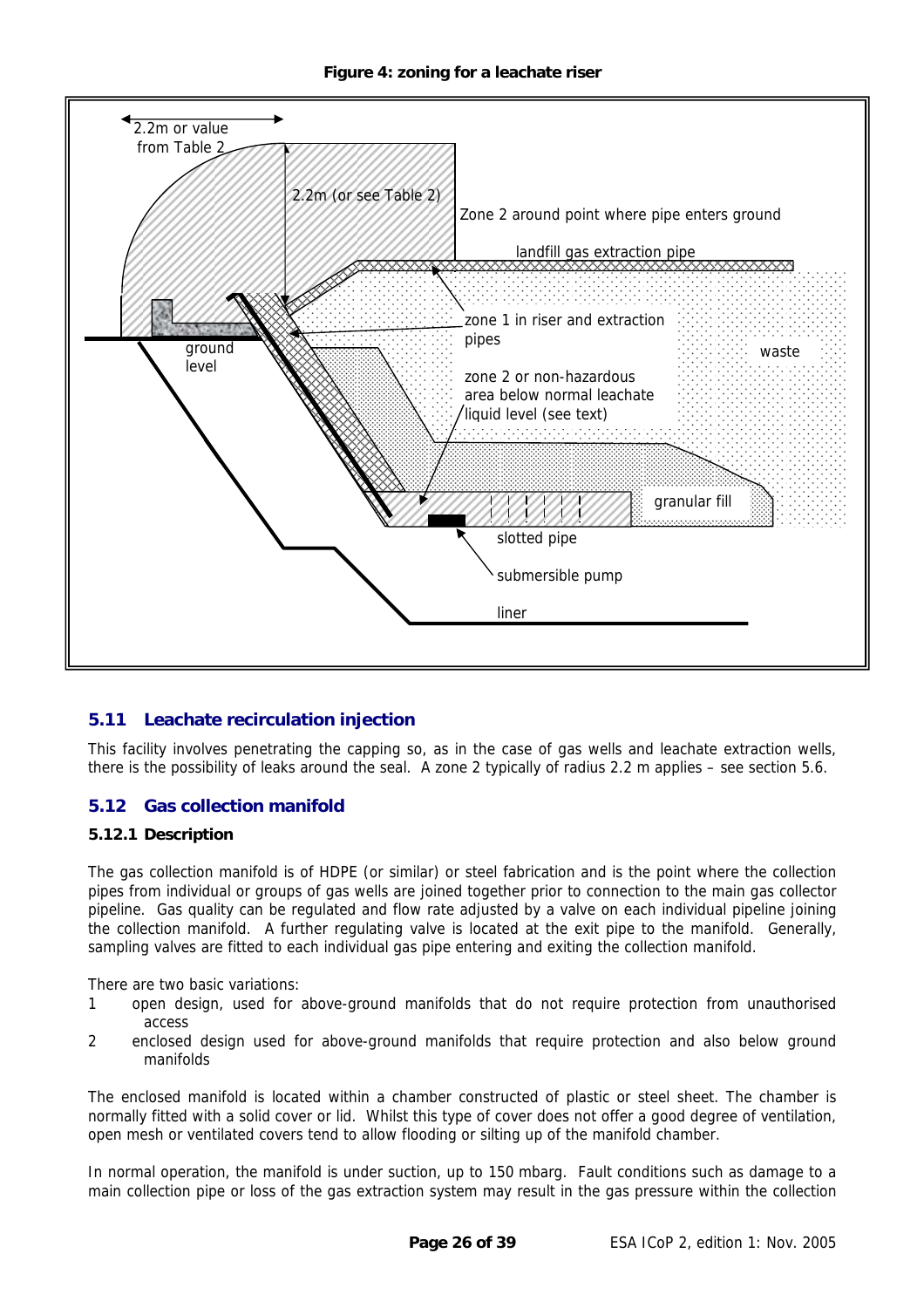**Figure 4: zoning for a leachate riser**

2.2m or value from Table 2

2.2m (or see Table 2)

Zone 2 around point where pipe enters ground

landfill gas extraction pipe

zone 1 in riser and extraction pipes

ground level

waste

zone 2 or non-hazardous area below normal leachate liquid level (see text)

granular fill

slotted pipe

submersible pump

liner

## 5.11 Leachate recirculation injection

This facility involves penetrating the capping so, as in the case of gas wells and leachate extraction wells, there is the possibility of leaks around the seal. A zone 2 typically of radius 2.2 m applies – see section 5.6.

## 5.12 Gas collection manifold

### 5.12.1 Description

The gas collection manifold is of HDPE (or similar) or steel fabrication and is the point where the collection pipes from individual or groups of gas wells are joined together prior to connection to the main gas collector pipeline. Gas quality can be regulated and flow rate adjusted by a valve on each individual pipeline joining the collection manifold. A further regulating valve is located at the exit pipe to the manifold. Generally, sampling valves are fitted to each individual gas pipe entering and exiting the collection manifold.

There are two basic variations:

1. open design, used for above-ground manifolds that do not require protection from unauthorised access
2. enclosed design used for above-ground manifolds that require protection and also below ground manifolds

The enclosed manifold is located within a chamber constructed of plastic or steel sheet. The chamber is normally fitted with a solid cover or lid. Whilst this type of cover does not offer a good degree of ventilation, open mesh or ventilated covers tend to allow flooding or silting up of the manifold chamber.

In normal operation, the manifold is under suction, up to 150 mbarg. Fault conditions such as damage to a main collection pipe or loss of the gas extraction system may result in the gas pressure within the collection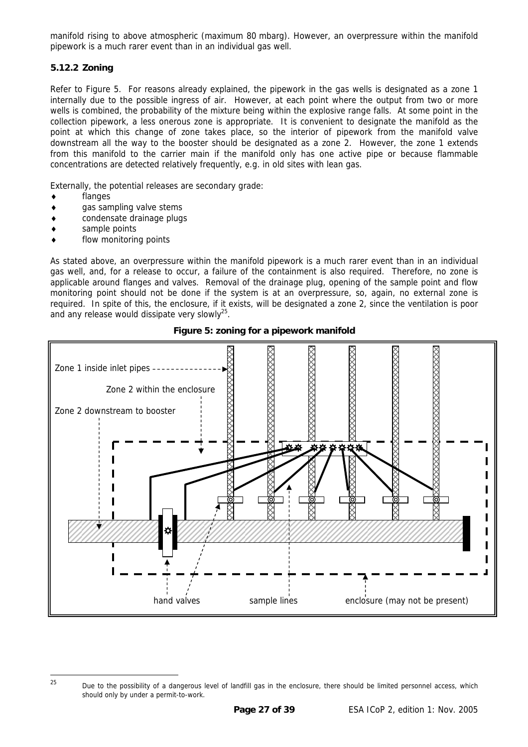manifold rising to above atmospheric (maximum 80 mbarg). However, an overpressure within the manifold pipework is a much rarer event than in an individual gas well.

### 5.12.2 Zoning

Refer to Figure 5. For reasons already explained, the pipework in the gas wells is designated as a zone 1 internally due to the possible ingress of air. However, at each point where the output from two or more wells is combined, the probability of the mixture being within the explosive range falls. At some point in the collection pipework, a less onerous zone is appropriate. It is convenient to designate the manifold as the point at which this change of zone takes place, so the interior of pipework from the manifold valve downstream all the way to the booster should be designated as a zone 2. However, the zone 1 extends from this manifold to the carrier main if the manifold only has one active pipe or because flammable concentrations are detected relatively frequently, e.g. in old sites with lean gas.

Externally, the potential releases are secondary grade:

- flanges
- gas sampling valve stems
- condensate drainage plugs
- sample points
- flow monitoring points

As stated above, an overpressure within the manifold pipework is a much rarer event than in an individual gas well, and, for a release to occur, a failure of the containment is also required. Therefore, no zone is applicable around flanges and valves. Removal of the drainage plug, opening of the sample point and flow monitoring point should not be done if the system is at an overpressure, so, again, no external zone is required. In spite of this, the enclosure, if it exists, will be designated a zone 2, since the ventilation is poor and any release would dissipate very slowly[25].

**Figure 5: zoning for a pipework manifold**

Zone 1 inside inlet pipes

Zone 2 within the enclosure

Zone 2 downstream to booster

hand valves

sample lines

enclosure (may not be present)

[25] Due to the possibility of a dangerous level of landfill gas in the enclosure, there should be limited personnel access, which should only by under a permit-to-work.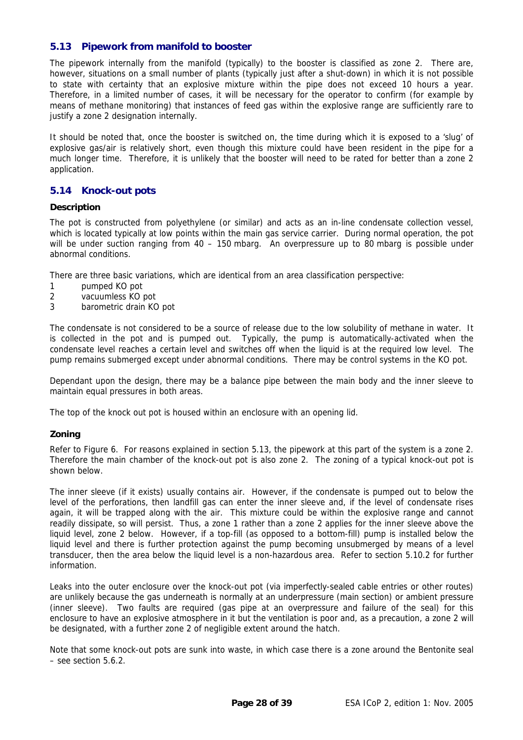## 5.13 Pipework from manifold to booster

The pipework internally from the manifold (typically) to the booster is classified as zone 2. There are, however, situations on a small number of plants (typically just after a shut-down) in which it is not possible to state with certainty that an explosive mixture within the pipe does not exceed 10 hours a year. Therefore, in a limited number of cases, it will be necessary for the operator to confirm (for example by means of methane monitoring) that instances of feed gas within the explosive range are sufficiently rare to justify a zone 2 designation internally.

It should be noted that, once the booster is switched on, the time during which it is exposed to a 'slug' of explosive gas/air is relatively short, even though this mixture could have been resident in the pipe for a much longer time. Therefore, it is unlikely that the booster will need to be rated for better than a zone 2 application.

## 5.14 Knock-out pots

### Description

The pot is constructed from polyethylene (or similar) and acts as an in-line condensate collection vessel, which is located typically at low points within the main gas service carrier. During normal operation, the pot will be under suction ranging from 40 – 150 mbarg. An overpressure up to 80 mbarg is possible under abnormal conditions.

There are three basic variations, which are identical from an area classification perspective:

1. pumped KO pot
2. vacuumless KO pot
3. barometric drain KO pot

The condensate is not considered to be a source of release due to the low solubility of methane in water. It is collected in the pot and is pumped out. Typically, the pump is automatically-activated when the condensate level reaches a certain level and switches off when the liquid is at the required low level. The pump remains submerged except under abnormal conditions. There may be control systems in the KO pot.

Dependant upon the design, there may be a balance pipe between the main body and the inner sleeve to maintain equal pressures in both areas.

The top of the knock out pot is housed within an enclosure with an opening lid.

### Zoning

Refer to Figure 6. For reasons explained in section 5.13, the pipework at this part of the system is a zone 2. Therefore the main chamber of the knock-out pot is also zone 2. The zoning of a typical knock-out pot is shown below.

The inner sleeve (if it exists) usually contains air. However, if the condensate is pumped out to below the level of the perforations, then landfill gas can enter the inner sleeve and, if the level of condensate rises again, it will be trapped along with the air. This mixture could be within the explosive range and cannot readily dissipate, so will persist. Thus, a zone 1 rather than a zone 2 applies for the inner sleeve above the liquid level, zone 2 below. However, if a top-fill (as opposed to a bottom-fill) pump is installed below the liquid level and there is further protection against the pump becoming unsubmerged by means of a level transducer, then the area below the liquid level is a non-hazardous area. Refer to section 5.10.2 for further information.

Leaks into the outer enclosure over the knock-out pot (via imperfectly-sealed cable entries or other routes) are unlikely because the gas underneath is normally at an underpressure (main section) or ambient pressure (inner sleeve). Two faults are required (gas pipe at an overpressure and failure of the seal) for this enclosure to have an explosive atmosphere in it but the ventilation is poor and, as a precaution, a zone 2 will be designated, with a further zone 2 of negligible extent around the hatch.

Note that some knock-out pots are sunk into waste, in which case there is a zone around the Bentonite seal – see section 5.6.2.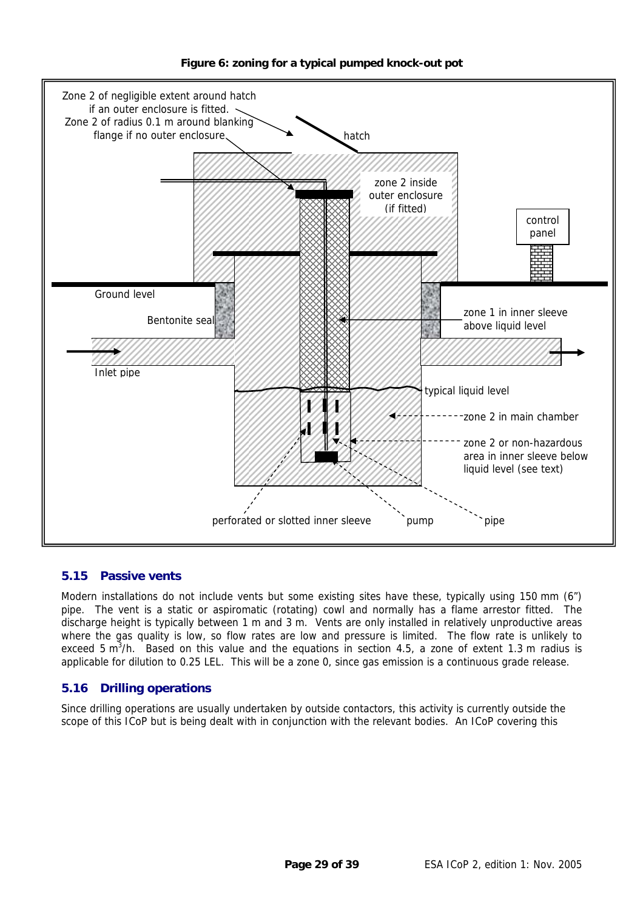**Figure 6: zoning for a typical pumped knock-out pot**

Zone 2 of negligible extent around hatch if an outer enclosure is fitted.
Zone 2 of radius 0.1 m around blanking flange if no outer enclosure.

hatch

zone 2 inside outer enclosure (if fitted)

control panel

Ground level

Bentonite seal

zone 1 in inner sleeve above liquid level

Inlet pipe

typical liquid level

zone 2 in main chamber

zone 2 or non-hazardous area in inner sleeve below liquid level (see text)

perforated or slotted inner sleeve

pump

pipe

## 5.15 Passive vents

Modern installations do not include vents but some existing sites have these, typically using 150 mm (6”) pipe. The vent is a static or aspiromatic (rotating) cowl and normally has a flame arrestor fitted. The discharge height is typically between 1 m and 3 m. Vents are only installed in relatively unproductive areas where the gas quality is low, so flow rates are low and pressure is limited. The flow rate is unlikely to exceed 5 $m^3$/h. Based on this value and the equations in section 4.5, a zone of extent 1.3 m radius is applicable for dilution to 0.25 LEL. This will be a zone 0, since gas emission is a continuous grade release.

## 5.16 Drilling operations

Since drilling operations are usually undertaken by outside contactors, this activity is currently outside the scope of this ICoP but is being dealt with in conjunction with the relevant bodies. An ICoP covering this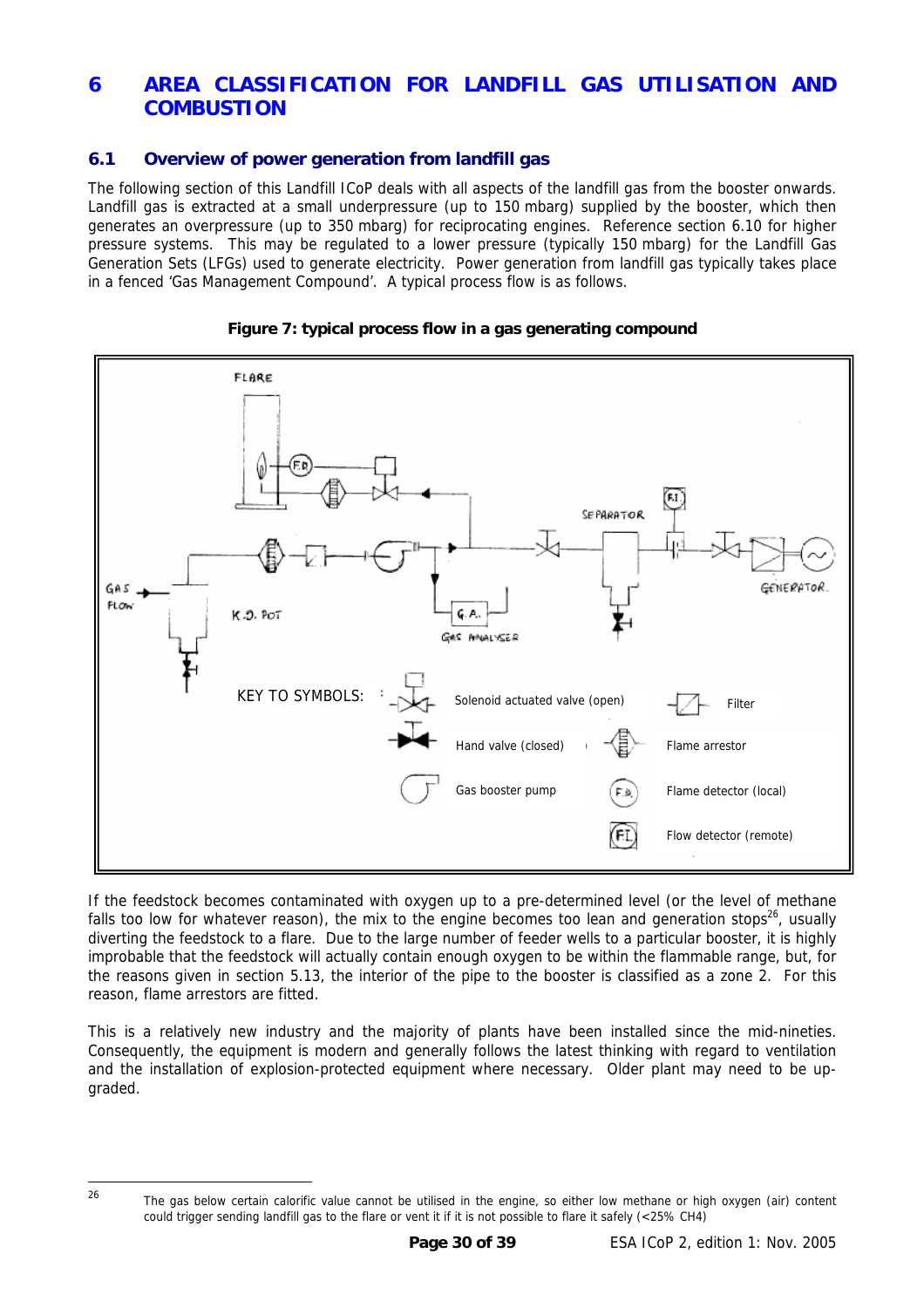# 6 AREA CLASSIFICATION FOR LANDFILL GAS UTILISATION AND COMBUSTION

## 6.1 Overview of power generation from landfill gas

The following section of this Landfill ICoP deals with all aspects of the landfill gas from the booster onwards. Landfill gas is extracted at a small underpressure (up to 150 mbarg) supplied by the booster, which then generates an overpressure (up to 350 mbarg) for reciprocating engines. Reference section 6.10 for higher pressure systems. This may be regulated to a lower pressure (typically 150 mbarg) for the Landfill Gas Generation Sets (LFGs) used to generate electricity. Power generation from landfill gas typically takes place in a fenced 'Gas Management Compound'. A typical process flow is as follows.

**Figure 7: typical process flow in a gas generating compound**

If the feedstock becomes contaminated with oxygen up to a pre-determined level (or the level of methane falls too low for whatever reason), the mix to the engine becomes too lean and generation stops[26], usually diverting the feedstock to a flare. Due to the large number of feeder wells to a particular booster, it is highly improbable that the feedstock will actually contain enough oxygen to be within the flammable range, but, for the reasons given in section 5.13, the interior of the pipe to the booster is classified as a zone 2. For this reason, flame arrestors are fitted.

This is a relatively new industry and the majority of plants have been installed since the mid-nineties. Consequently, the equipment is modern and generally follows the latest thinking with regard to ventilation and the installation of explosion-protected equipment where necessary. Older plant may need to be upgraded.

---

[26] The gas below certain calorific value cannot be utilised in the engine, so either low methane or high oxygen (air) content could trigger sending landfill gas to the flare or vent it if it is not possible to flare it safely (<25% $CH_4$)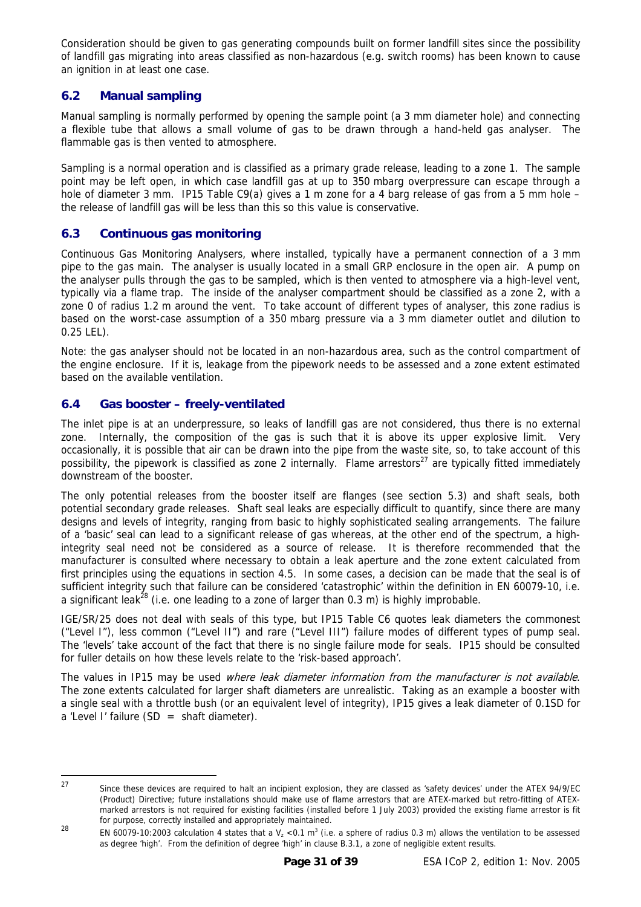Consideration should be given to gas generating compounds built on former landfill sites since the possibility of landfill gas migrating into areas classified as non-hazardous (e.g. switch rooms) has been known to cause an ignition in at least one case.

## 6.2 Manual sampling

Manual sampling is normally performed by opening the sample point (a 3 mm diameter hole) and connecting a flexible tube that allows a small volume of gas to be drawn through a hand-held gas analyser. The flammable gas is then vented to atmosphere.

Sampling is a normal operation and is classified as a primary grade release, leading to a zone 1. The sample point may be left open, in which case landfill gas at up to 350 mbarg overpressure can escape through a hole of diameter 3 mm. IP15 Table C9(a) gives a 1 m zone for a 4 barg release of gas from a 5 mm hole – the release of landfill gas will be less than this so this value is conservative.

## 6.3 Continuous gas monitoring

Continuous Gas Monitoring Analysers, where installed, typically have a permanent connection of a 3 mm pipe to the gas main. The analyser is usually located in a small GRP enclosure in the open air. A pump on the analyser pulls through the gas to be sampled, which is then vented to atmosphere via a high-level vent, typically via a flame trap. The inside of the analyser compartment should be classified as a zone 2, with a zone 0 of radius 1.2 m around the vent. To take account of different types of analyser, this zone radius is based on the worst-case assumption of a 350 mbarg pressure via a 3 mm diameter outlet and dilution to 0.25 LEL).

Note: the gas analyser should not be located in an non-hazardous area, such as the control compartment of the engine enclosure. If it is, leakage from the pipework needs to be assessed and a zone extent estimated based on the available ventilation.

## 6.4 Gas booster – freely-ventilated

The inlet pipe is at an underpressure, so leaks of landfill gas are not considered, thus there is no external zone. Internally, the composition of the gas is such that it is above its upper explosive limit. Very occasionally, it is possible that air can be drawn into the pipe from the waste site, so, to take account of this possibility, the pipework is classified as zone 2 internally. Flame arrestors[27] are typically fitted immediately downstream of the booster.

The only potential releases from the booster itself are flanges (see section 5.3) and shaft seals, both potential secondary grade releases. Shaft seal leaks are especially difficult to quantify, since there are many designs and levels of integrity, ranging from basic to highly sophisticated sealing arrangements. The failure of a 'basic' seal can lead to a significant release of gas whereas, at the other end of the spectrum, a high-integrity seal need not be considered as a source of release. It is therefore recommended that the manufacturer is consulted where necessary to obtain a leak aperture and the zone extent calculated from first principles using the equations in section 4.5. In some cases, a decision can be made that the seal is of sufficient integrity such that failure can be considered 'catastrophic' within the definition in EN 60079-10, i.e. a significant leak[28] (i.e. one leading to a zone of larger than 0.3 m) is highly improbable.

IGE/SR/25 does not deal with seals of this type, but IP15 Table C6 quotes leak diameters the commonest ("Level I"), less common ("Level II") and rare ("Level III") failure modes of different types of pump seal. The 'levels' take account of the fact that there is no single failure mode for seals. IP15 should be consulted for fuller details on how these levels relate to the 'risk-based approach'.

The values in IP15 may be used *where leak diameter information from the manufacturer is not available*. The zone extents calculated for larger shaft diameters are unrealistic. Taking as an example a booster with a single seal with a throttle bush (or an equivalent level of integrity), IP15 gives a leak diameter of 0.1SD for a 'Level I' failure (SD = shaft diameter).

---

[27] Since these devices are required to halt an incipient explosion, they are classed as 'safety devices' under the ATEX 94/9/EC (Product) Directive; future installations should make use of flame arrestors that are ATEX-marked but retro-fitting of ATEX-marked arrestors is not required for existing facilities (installed before 1 July 2003) provided the existing flame arrestor is fit for purpose, correctly installed and appropriately maintained.

[28] EN 60079-10:2003 calculation 4 states that a $V_z < 0.1$ m$^3$ (i.e. a sphere of radius 0.3 m) allows the ventilation to be assessed as degree 'high'. From the definition of degree 'high' in clause B.3.1, a zone of negligible extent results.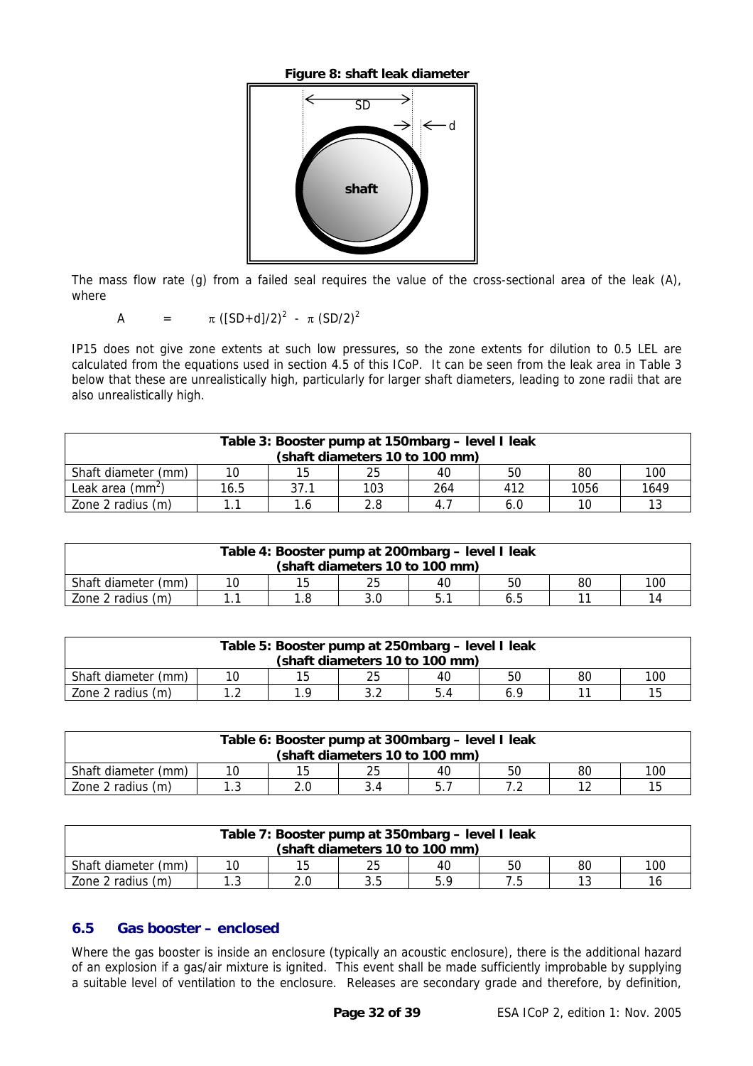**Figure 8: shaft leak diameter**

The mass flow rate (g) from a failed seal requires the value of the cross-sectional area of the leak (A), where

$$A = \pi ([SD+d]/2)^2 - \pi (SD/2)^2$$

IP15 does not give zone extents at such low pressures, so the zone extents for dilution to 0.5 LEL are calculated from the equations used in section 4.5 of this ICoP. It can be seen from the leak area in Table 3 below that these are unrealistically high, particularly for larger shaft diameters, leading to zone radii that are also unrealistically high.

**Table 3: Booster pump at 150mbarg – level I leak (shaft diameters 10 to 100 mm)**

| Shaft diameter (mm) | 10 | 15 | 25 | 40 | 50 | 80 | 100 |
|---|---|---|---|---|---|---|---|
| Leak area ($mm^2$) | 16.5 | 37.1 | 103 | 264 | 412 | 1056 | 1649 |
| Zone 2 radius (m) | 1.1 | 1.6 | 2.8 | 4.7 | 6.0 | 10 | 13 |

**Table 4: Booster pump at 200mbarg – level I leak (shaft diameters 10 to 100 mm)**

| Shaft diameter (mm) | 10 | 15 | 25 | 40 | 50 | 80 | 100 |
|---|---|---|---|---|---|---|---|
| Zone 2 radius (m) | 1.1 | 1.8 | 3.0 | 5.1 | 6.5 | 11 | 14 |

**Table 5: Booster pump at 250mbarg – level I leak (shaft diameters 10 to 100 mm)**

| Shaft diameter (mm) | 10 | 15 | 25 | 40 | 50 | 80 | 100 |
|---|---|---|---|---|---|---|---|
| Zone 2 radius (m) | 1.2 | 1.9 | 3.2 | 5.4 | 6.9 | 11 | 15 |

**Table 6: Booster pump at 300mbarg – level I leak (shaft diameters 10 to 100 mm)**

| Shaft diameter (mm) | 10 | 15 | 25 | 40 | 50 | 80 | 100 |
|---|---|---|---|---|---|---|---|
| Zone 2 radius (m) | 1.3 | 2.0 | 3.4 | 5.7 | 7.2 | 12 | 15 |

**Table 7: Booster pump at 350mbarg – level I leak (shaft diameters 10 to 100 mm)**

| Shaft diameter (mm) | 10 | 15 | 25 | 40 | 50 | 80 | 100 |
|---|---|---|---|---|---|---|---|
| Zone 2 radius (m) | 1.3 | 2.0 | 3.5 | 5.9 | 7.5 | 13 | 16 |

## 6.5 Gas booster – enclosed

Where the gas booster is inside an enclosure (typically an acoustic enclosure), there is the additional hazard of an explosion if a gas/air mixture is ignited. This event shall be made sufficiently improbable by supplying a suitable level of ventilation to the enclosure. Releases are secondary grade and therefore, by definition,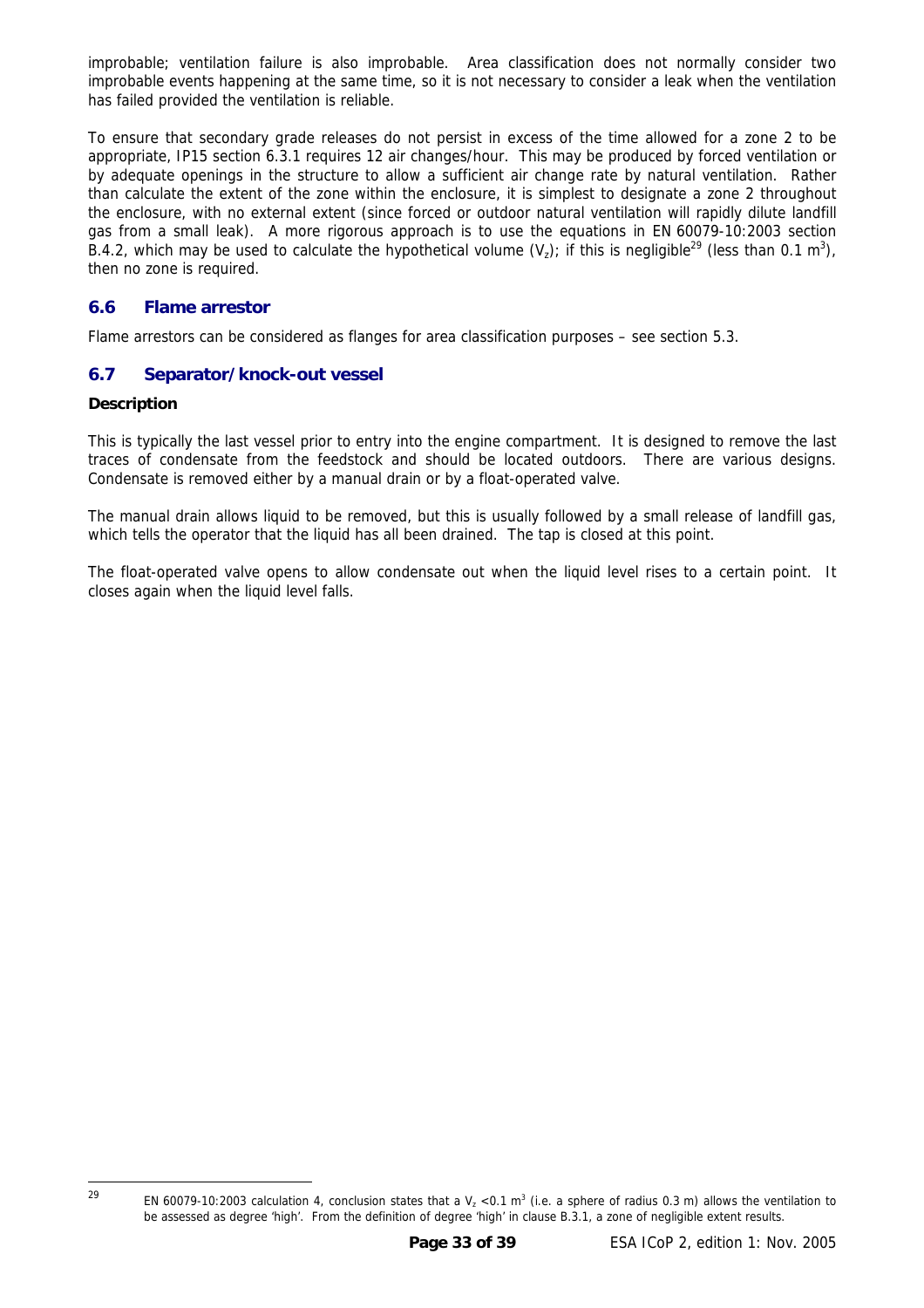improbable; ventilation failure is also improbable. Area classification does not normally consider two improbable events happening at the same time, so it is not necessary to consider a leak when the ventilation has failed provided the ventilation is reliable.

To ensure that secondary grade releases do not persist in excess of the time allowed for a zone 2 to be appropriate, IP15 section 6.3.1 requires 12 air changes/hour. This may be produced by forced ventilation or by adequate openings in the structure to allow a sufficient air change rate by natural ventilation. Rather than calculate the extent of the zone within the enclosure, it is simplest to designate a zone 2 throughout the enclosure, with no external extent (since forced or outdoor natural ventilation will rapidly dilute landfill gas from a small leak). A more rigorous approach is to use the equations in EN 60079-10:2003 section B.4.2, which may be used to calculate the hypothetical volume ($V_z$); if this is negligible[29] (less than 0.1 $m^3$), then no zone is required.

## 6.6 Flame arrestor

Flame arrestors can be considered as flanges for area classification purposes – see section 5.3.

## 6.7 Separator/knock-out vessel

**Description**

This is typically the last vessel prior to entry into the engine compartment. It is designed to remove the last traces of condensate from the feedstock and should be located outdoors. There are various designs. Condensate is removed either by a manual drain or by a float-operated valve.

The manual drain allows liquid to be removed, but this is usually followed by a small release of landfill gas, which tells the operator that the liquid has all been drained. The tap is closed at this point.

The float-operated valve opens to allow condensate out when the liquid level rises to a certain point. It closes again when the liquid level falls.

---

[29] EN 60079-10:2003 calculation 4, conclusion states that a $V_z$ <0.1 $m^3$ (i.e. a sphere of radius 0.3 m) allows the ventilation to be assessed as degree 'high'. From the definition of degree 'high' in clause B.3.1, a zone of negligible extent results.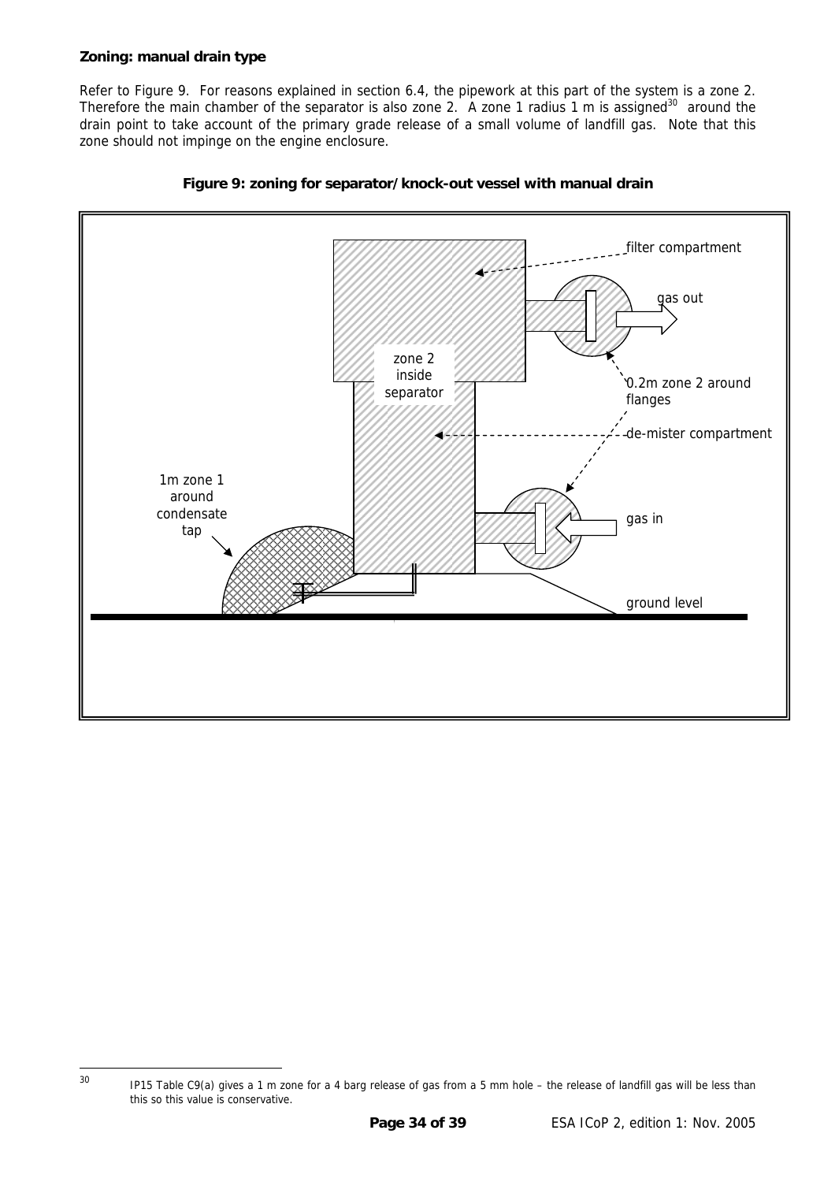**Zoning: manual drain type**

Refer to Figure 9. For reasons explained in section 6.4, the pipework at this part of the system is a zone 2. Therefore the main chamber of the separator is also zone 2. A zone 1 radius 1 m is assigned[30] around the drain point to take account of the primary grade release of a small volume of landfill gas. Note that this zone should not impinge on the engine enclosure.

**Figure 9: zoning for separator/knock-out vessel with manual drain**

filter compartment

gas out

zone 2 inside separator

0.2m zone 2 around flanges

de-mister compartment

1m zone 1 around condensate tap

gas in

ground level

[30] IP15 Table C9(a) gives a 1 m zone for a 4 barg release of gas from a 5 mm hole – the release of landfill gas will be less than this so this value is conservative.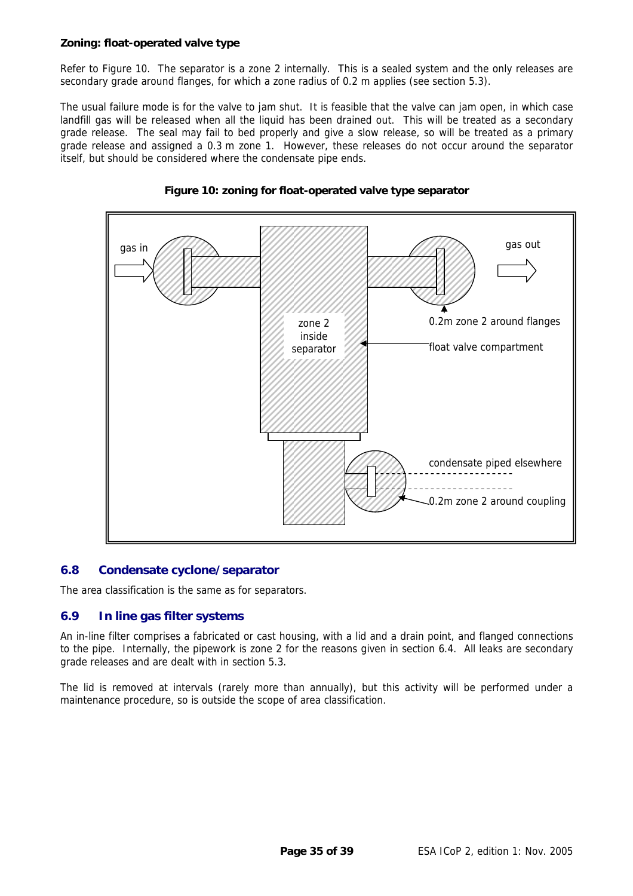**Zoning: float-operated valve type**

Refer to Figure 10. The separator is a zone 2 internally. This is a sealed system and the only releases are secondary grade around flanges, for which a zone radius of 0.2 m applies (see section 5.3).

The usual failure mode is for the valve to jam shut. It is feasible that the valve can jam open, in which case landfill gas will be released when all the liquid has been drained out. This will be treated as a secondary grade release. The seal may fail to bed properly and give a slow release, so will be treated as a primary grade release and assigned a 0.3 m zone 1. However, these releases do not occur around the separator itself, but should be considered where the condensate pipe ends.

**Figure 10: zoning for float-operated valve type separator**

## 6.8 Condensate cyclone/separator

The area classification is the same as for separators.

## 6.9 In line gas filter systems

An in-line filter comprises a fabricated or cast housing, with a lid and a drain point, and flanged connections to the pipe. Internally, the pipework is zone 2 for the reasons given in section 6.4. All leaks are secondary grade releases and are dealt with in section 5.3.

The lid is removed at intervals (rarely more than annually), but this activity will be performed under a maintenance procedure, so is outside the scope of area classification.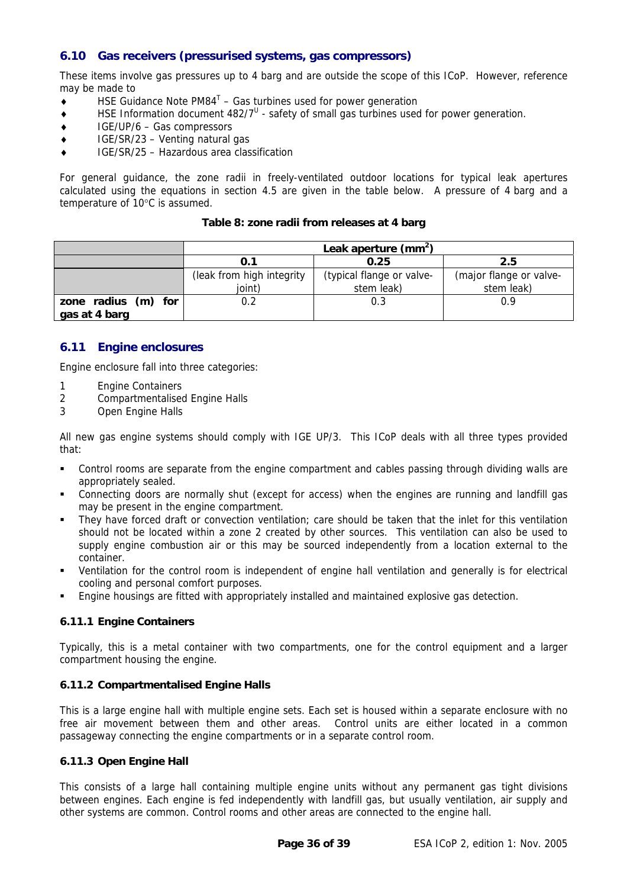### 6.10 Gas receivers (pressurised systems, gas compressors)

These items involve gas pressures up to 4 barg and are outside the scope of this ICoP. However, reference may be made to

- HSE Guidance Note PM84[T] – Gas turbines used for power generation
- HSE Information document 482/7[U] - safety of small gas turbines used for power generation.
- IGE/UP/6 – Gas compressors
- IGE/SR/23 – Venting natural gas
- IGE/SR/25 – Hazardous area classification

For general guidance, the zone radii in freely-ventilated outdoor locations for typical leak apertures calculated using the equations in section 4.5 are given in the table below. A pressure of 4 barg and a temperature of 10°C is assumed.

**Table 8: zone radii from releases at 4 barg**

| | Leak aperture ($mm^2$) | | |
|---|---|---|---|
| | 0.1 | 0.25 | 2.5 |
| | (leak from high integrity joint) | (typical flange or valve-stem leak) | (major flange or valve-stem leak) |
| **zone radius (m) for gas at 4 barg** | 0.2 | 0.3 | 0.9 |

### 6.11 Engine enclosures

Engine enclosure fall into three categories:

1. Engine Containers
2. Compartmentalised Engine Halls
3. Open Engine Halls

All new gas engine systems should comply with IGE UP/3. This ICoP deals with all three types provided that:

- Control rooms are separate from the engine compartment and cables passing through dividing walls are appropriately sealed.
- Connecting doors are normally shut (except for access) when the engines are running and landfill gas may be present in the engine compartment.
- They have forced draft or convection ventilation; care should be taken that the inlet for this ventilation should not be located within a zone 2 created by other sources. This ventilation can also be used to supply engine combustion air or this may be sourced independently from a location external to the container.
- Ventilation for the control room is independent of engine hall ventilation and generally is for electrical cooling and personal comfort purposes.
- Engine housings are fitted with appropriately installed and maintained explosive gas detection.

#### 6.11.1 Engine Containers

Typically, this is a metal container with two compartments, one for the control equipment and a larger compartment housing the engine.

#### 6.11.2 Compartmentalised Engine Halls

This is a large engine hall with multiple engine sets. Each set is housed within a separate enclosure with no free air movement between them and other areas. Control units are either located in a common passageway connecting the engine compartments or in a separate control room.

#### 6.11.3 Open Engine Hall

This consists of a large hall containing multiple engine units without any permanent gas tight divisions between engines. Each engine is fed independently with landfill gas, but usually ventilation, air supply and other systems are common. Control rooms and other areas are connected to the engine hall.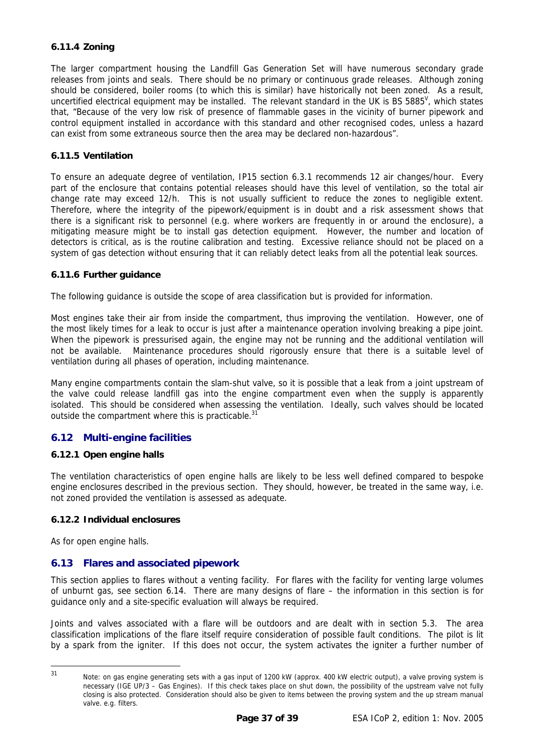### 6.11.4 Zoning

The larger compartment housing the Landfill Gas Generation Set will have numerous secondary grade releases from joints and seals. There should be no primary or continuous grade releases. Although zoning should be considered, boiler rooms (to which this is similar) have historically not been zoned. As a result, uncertified electrical equipment may be installed. The relevant standard in the UK is BS 5885[V], which states that, "Because of the very low risk of presence of flammable gases in the vicinity of burner pipework and control equipment installed in accordance with this standard and other recognised codes, unless a hazard can exist from some extraneous source then the area may be declared non-hazardous".

### 6.11.5 Ventilation

To ensure an adequate degree of ventilation, IP15 section 6.3.1 recommends 12 air changes/hour. Every part of the enclosure that contains potential releases should have this level of ventilation, so the total air change rate may exceed 12/h. This is not usually sufficient to reduce the zones to negligible extent. Therefore, where the integrity of the pipework/equipment is in doubt and a risk assessment shows that there is a significant risk to personnel (e.g. where workers are frequently in or around the enclosure), a mitigating measure might be to install gas detection equipment. However, the number and location of detectors is critical, as is the routine calibration and testing. Excessive reliance should not be placed on a system of gas detection without ensuring that it can reliably detect leaks from all the potential leak sources.

### 6.11.6 Further guidance

The following guidance is outside the scope of area classification but is provided for information.

Most engines take their air from inside the compartment, thus improving the ventilation. However, one of the most likely times for a leak to occur is just after a maintenance operation involving breaking a pipe joint. When the pipework is pressurised again, the engine may not be running and the additional ventilation will not be available. Maintenance procedures should rigorously ensure that there is a suitable level of ventilation during all phases of operation, including maintenance.

Many engine compartments contain the slam-shut valve, so it is possible that a leak from a joint upstream of the valve could release landfill gas into the engine compartment even when the supply is apparently isolated. This should be considered when assessing the ventilation. Ideally, such valves should be located outside the compartment where this is practicable.[31]

## 6.12 Multi-engine facilities

### 6.12.1 Open engine halls

The ventilation characteristics of open engine halls are likely to be less well defined compared to bespoke engine enclosures described in the previous section. They should, however, be treated in the same way, i.e. not zoned provided the ventilation is assessed as adequate.

### 6.12.2 Individual enclosures

As for open engine halls.

## 6.13 Flares and associated pipework

This section applies to flares without a venting facility. For flares with the facility for venting large volumes of unburnt gas, see section 6.14. There are many designs of flare – the information in this section is for guidance only and a site-specific evaluation will always be required.

Joints and valves associated with a flare will be outdoors and are dealt with in section 5.3. The area classification implications of the flare itself require consideration of possible fault conditions. The pilot is lit by a spark from the igniter. If this does not occur, the system activates the igniter a further number of

---

[31] Note: on gas engine generating sets with a gas input of 1200 kW (approx. 400 kW electric output), a valve proving system is necessary (IGE UP/3 – Gas Engines). If this check takes place on shut down, the possibility of the upstream valve not fully closing is also protected. Consideration should also be given to items between the proving system and the up stream manual valve. e.g. filters.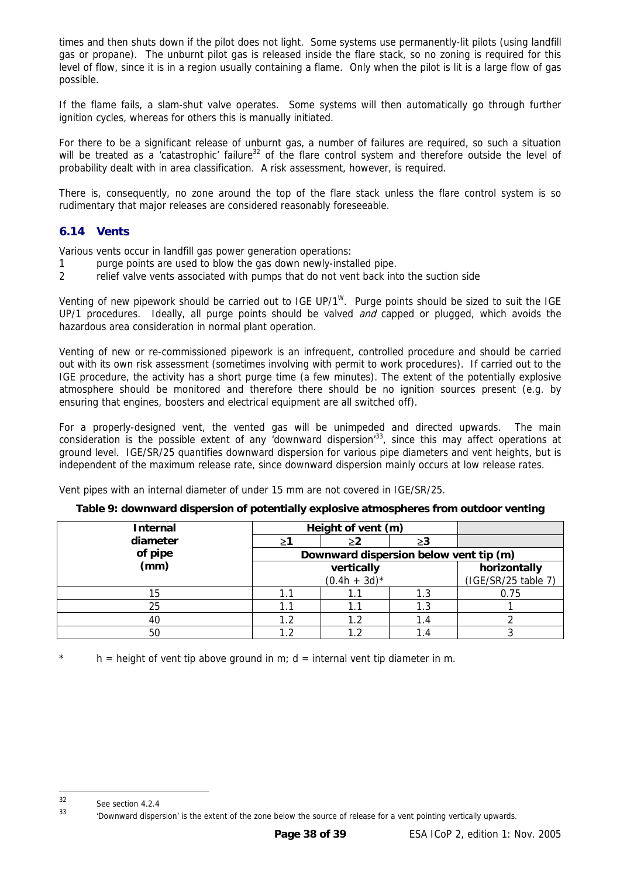times and then shuts down if the pilot does not light. Some systems use permanently-lit pilots (using landfill gas or propane). The unburnt pilot gas is released inside the flare stack, so no zoning is required for this level of flow, since it is in a region usually containing a flame. Only when the pilot is lit is a large flow of gas possible.

If the flame fails, a slam-shut valve operates. Some systems will then automatically go through further ignition cycles, whereas for others this is manually initiated.

For there to be a significant release of unburnt gas, a number of failures are required, so such a situation will be treated as a 'catastrophic' failure[32] of the flare control system and therefore outside the level of probability dealt with in area classification. A risk assessment, however, is required.

There is, consequently, no zone around the top of the flare stack unless the flare control system is so rudimentary that major releases are considered reasonably foreseeable.

## 6.14 Vents

Various vents occur in landfill gas power generation operations:

1. purge points are used to blow the gas down newly-installed pipe.
2. relief valve vents associated with pumps that do not vent back into the suction side

Venting of new pipework should be carried out to IGE UP/1[W]. Purge points should be sized to suit the IGE UP/1 procedures. Ideally, all purge points should be valved *and* capped or plugged, which avoids the hazardous area consideration in normal plant operation.

Venting of new or re-commissioned pipework is an infrequent, controlled procedure and should be carried out with its own risk assessment (sometimes involving with permit to work procedures). If carried out to the IGE procedure, the activity has a short purge time (a few minutes). The extent of the potentially explosive atmosphere should be monitored and therefore there should be no ignition sources present (e.g. by ensuring that engines, boosters and electrical equipment are all switched off).

For a properly-designed vent, the vented gas will be unimpeded and directed upwards. The main consideration is the possible extent of any 'downward dispersion'[33], since this may affect operations at ground level. IGE/SR/25 quantifies downward dispersion for various pipe diameters and vent heights, but is independent of the maximum release rate, since downward dispersion mainly occurs at low release rates.

Vent pipes with an internal diameter of under 15 mm are not covered in IGE/SR/25.

**Table 9: downward dispersion of potentially explosive atmospheres from outdoor venting**

| Internal diameter of pipe (mm) | Height of vent (m) | | | |
|---|---|---|---|---|
| | $\geq 1$ | $\geq 2$ | $\geq 3$ | |
| | Downward dispersion below vent tip (m) | | | |
| | vertically $(0.4h + 3d)$* | | | horizontally (IGE/SR/25 table 7) |
| 15 | 1.1 | 1.1 | 1.3 | 0.75 |
| 25 | 1.1 | 1.1 | 1.3 | 1 |
| 40 | 1.2 | 1.2 | 1.4 | 2 |
| 50 | 1.2 | 1.2 | 1.4 | 3 |

\* h = height of vent tip above ground in m; d = internal vent tip diameter in m.

---

[32] See section 4.2.4

[33] 'Downward dispersion' is the extent of the zone below the source of release for a vent pointing vertically upwards.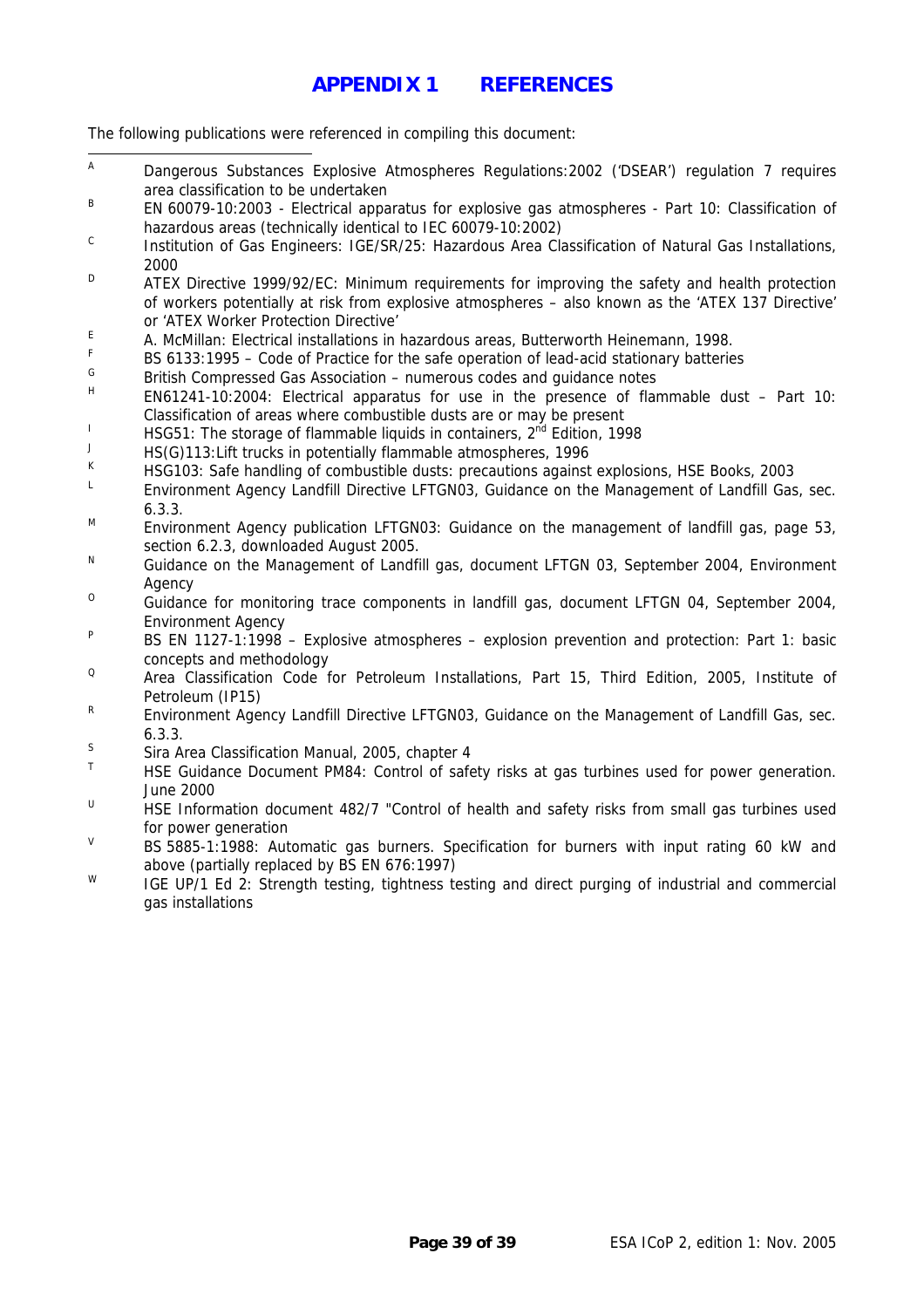# APPENDIX 1 REFERENCES

The following publications were referenced in compiling this document:

[A] Dangerous Substances Explosive Atmospheres Regulations:2002 ('DSEAR') regulation 7 requires area classification to be undertaken

[B] EN 60079-10:2003 - Electrical apparatus for explosive gas atmospheres - Part 10: Classification of hazardous areas (technically identical to IEC 60079-10:2002)

[C] Institution of Gas Engineers: IGE/SR/25: Hazardous Area Classification of Natural Gas Installations, 2000

[D] ATEX Directive 1999/92/EC: Minimum requirements for improving the safety and health protection of workers potentially at risk from explosive atmospheres – also known as the 'ATEX 137 Directive' or 'ATEX Worker Protection Directive'

[E] A. McMillan: Electrical installations in hazardous areas, Butterworth Heinemann, 1998.

[F] BS 6133:1995 – Code of Practice for the safe operation of lead-acid stationary batteries

[G] British Compressed Gas Association – numerous codes and guidance notes

[H] EN61241-10:2004: Electrical apparatus for use in the presence of flammable dust – Part 10: Classification of areas where combustible dusts are or may be present

[I] HSG51: The storage of flammable liquids in containers, 2nd Edition, 1998

[J] HS(G)113:Lift trucks in potentially flammable atmospheres, 1996

[K] HSG103: Safe handling of combustible dusts: precautions against explosions, HSE Books, 2003

[L] Environment Agency Landfill Directive LFTGN03, Guidance on the Management of Landfill Gas, sec. 6.3.3.

[M] Environment Agency publication LFTGN03: Guidance on the management of landfill gas, page 53, section 6.2.3, downloaded August 2005.

[N] Guidance on the Management of Landfill gas, document LFTGN 03, September 2004, Environment Agency

[O] Guidance for monitoring trace components in landfill gas, document LFTGN 04, September 2004, Environment Agency

[P] BS EN 1127-1:1998 – Explosive atmospheres – explosion prevention and protection: Part 1: basic concepts and methodology

[Q] Area Classification Code for Petroleum Installations, Part 15, Third Edition, 2005, Institute of Petroleum (IP15)

[R] Environment Agency Landfill Directive LFTGN03, Guidance on the Management of Landfill Gas, sec. 6.3.3.

[S] Sira Area Classification Manual, 2005, chapter 4

[T] HSE Guidance Document PM84: Control of safety risks at gas turbines used for power generation. June 2000

[U] HSE Information document 482/7 "Control of health and safety risks from small gas turbines used for power generation

[V] BS 5885-1:1988: Automatic gas burners. Specification for burners with input rating 60 kW and above (partially replaced by BS EN 676:1997)

[W] IGE UP/1 Ed 2: Strength testing, tightness testing and direct purging of industrial and commercial gas installations